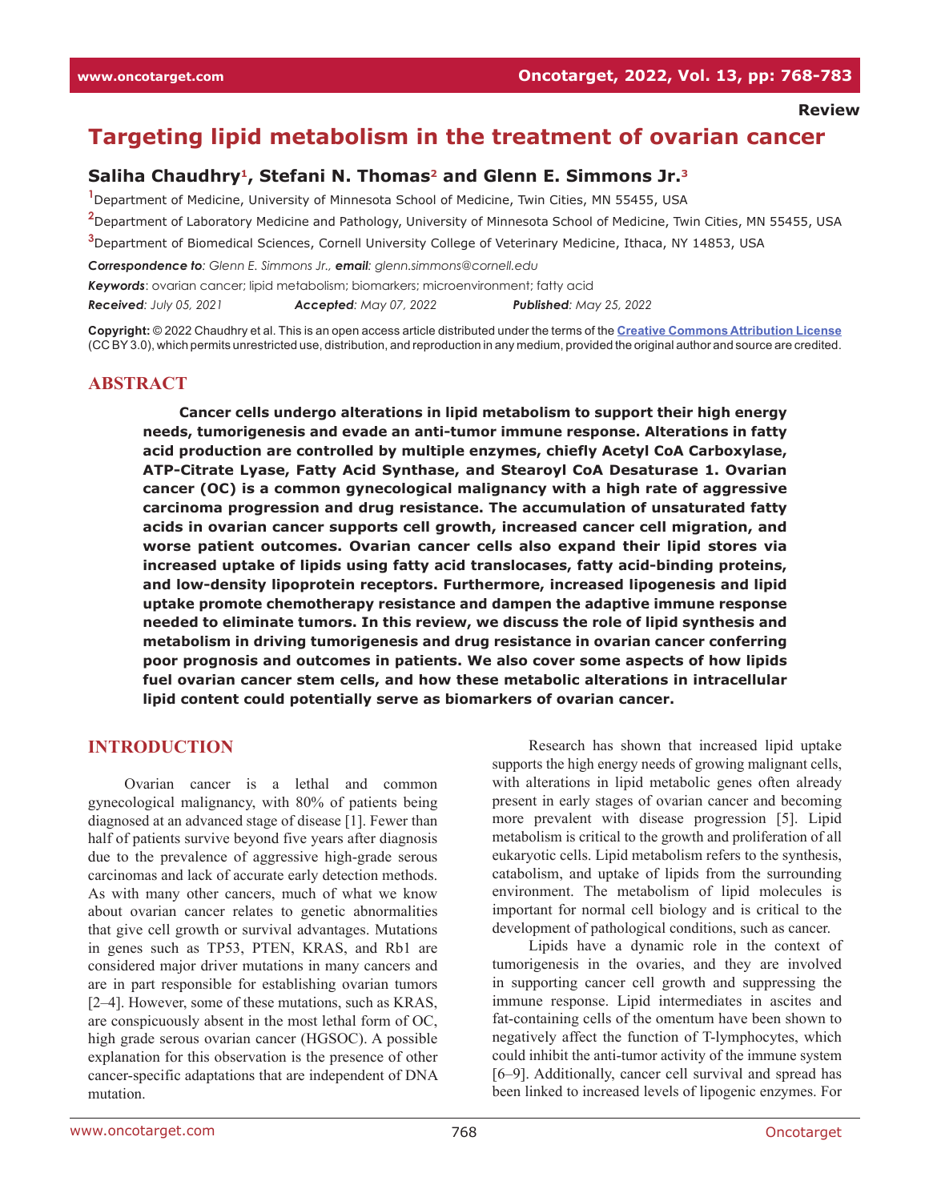Review

# Targeting lipid metabolism in the treatment of ovarian cancer

**Saliha Chaudhry[1], Stefani N. Thomas[2] and Glenn E. Simmons Jr.[3]**

[1]Department of Medicine, University of Minnesota School of Medicine, Twin Cities, MN 55455, USA

[2]Department of Laboratory Medicine and Pathology, University of Minnesota School of Medicine, Twin Cities, MN 55455, USA

[3]Department of Biomedical Sciences, Cornell University College of Veterinary Medicine, Ithaca, NY 14853, USA

***Correspondence to**: Glenn E. Simmons Jr., **email**: glenn.simmons@cornell.edu*

***Keywords***: ovarian cancer; lipid metabolism; biomarkers; microenvironment; fatty acid

***Received**: July 05, 2021* ***Accepted**: May 07, 2022* ***Published**: May 25, 2022*

**Copyright:** © 2022 Chaudhry et al. This is an open access article distributed under the terms of the Creative Commons Attribution License (CC BY 3.0), which permits unrestricted use, distribution, and reproduction in any medium, provided the original author and source are credited.

## ABSTRACT

**Cancer cells undergo alterations in lipid metabolism to support their high energy needs, tumorigenesis and evade an anti-tumor immune response. Alterations in fatty acid production are controlled by multiple enzymes, chiefly Acetyl CoA Carboxylase, ATP-Citrate Lyase, Fatty Acid Synthase, and Stearoyl CoA Desaturase 1. Ovarian cancer (OC) is a common gynecological malignancy with a high rate of aggressive carcinoma progression and drug resistance. The accumulation of unsaturated fatty acids in ovarian cancer supports cell growth, increased cancer cell migration, and worse patient outcomes. Ovarian cancer cells also expand their lipid stores via increased uptake of lipids using fatty acid translocases, fatty acid-binding proteins, and low-density lipoprotein receptors. Furthermore, increased lipogenesis and lipid uptake promote chemotherapy resistance and dampen the adaptive immune response needed to eliminate tumors. In this review, we discuss the role of lipid synthesis and metabolism in driving tumorigenesis and drug resistance in ovarian cancer conferring poor prognosis and outcomes in patients. We also cover some aspects of how lipids fuel ovarian cancer stem cells, and how these metabolic alterations in intracellular lipid content could potentially serve as biomarkers of ovarian cancer.**

## INTRODUCTION

Ovarian cancer is a lethal and common gynecological malignancy, with 80% of patients being diagnosed at an advanced stage of disease [1]. Fewer than half of patients survive beyond five years after diagnosis due to the prevalence of aggressive high-grade serous carcinomas and lack of accurate early detection methods. As with many other cancers, much of what we know about ovarian cancer relates to genetic abnormalities that give cell growth or survival advantages. Mutations in genes such as TP53, PTEN, KRAS, and Rb1 are considered major driver mutations in many cancers and are in part responsible for establishing ovarian tumors [2–4]. However, some of these mutations, such as KRAS, are conspicuously absent in the most lethal form of OC, high grade serous ovarian cancer (HGSOC). A possible explanation for this observation is the presence of other cancer-specific adaptations that are independent of DNA mutation.

Research has shown that increased lipid uptake supports the high energy needs of growing malignant cells, with alterations in lipid metabolic genes often already present in early stages of ovarian cancer and becoming more prevalent with disease progression [5]. Lipid metabolism is critical to the growth and proliferation of all eukaryotic cells. Lipid metabolism refers to the synthesis, catabolism, and uptake of lipids from the surrounding environment. The metabolism of lipid molecules is important for normal cell biology and is critical to the development of pathological conditions, such as cancer.

Lipids have a dynamic role in the context of tumorigenesis in the ovaries, and they are involved in supporting cancer cell growth and suppressing the immune response. Lipid intermediates in ascites and fat-containing cells of the omentum have been shown to negatively affect the function of T-lymphocytes, which could inhibit the anti-tumor activity of the immune system [6–9]. Additionally, cancer cell survival and spread has been linked to increased levels of lipogenic enzymes. For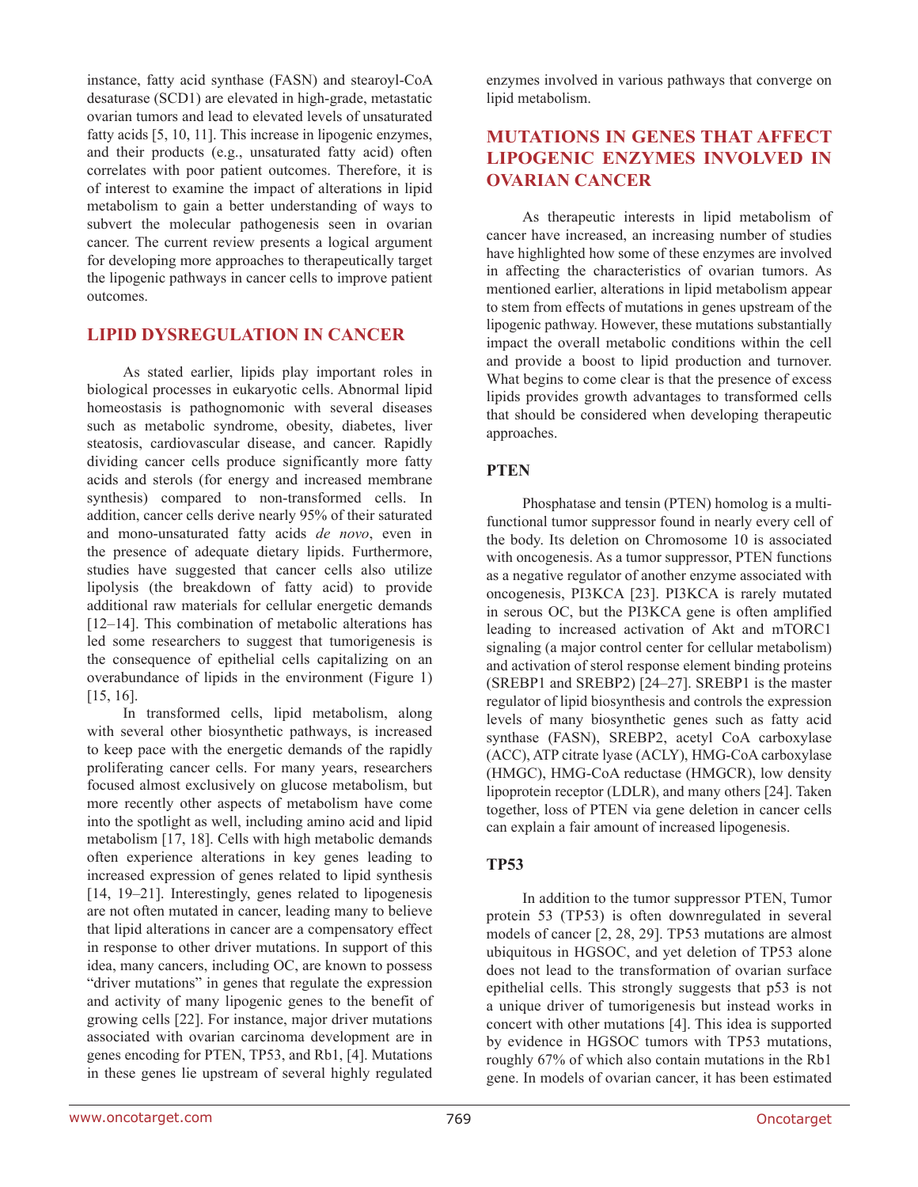instance, fatty acid synthase (FASN) and stearoyl-CoA desaturase (SCD1) are elevated in high-grade, metastatic ovarian tumors and lead to elevated levels of unsaturated fatty acids [5, 10, 11]. This increase in lipogenic enzymes, and their products (e.g., unsaturated fatty acid) often correlates with poor patient outcomes. Therefore, it is of interest to examine the impact of alterations in lipid metabolism to gain a better understanding of ways to subvert the molecular pathogenesis seen in ovarian cancer. The current review presents a logical argument for developing more approaches to therapeutically target the lipogenic pathways in cancer cells to improve patient outcomes.

## LIPID DYSREGULATION IN CANCER

As stated earlier, lipids play important roles in biological processes in eukaryotic cells. Abnormal lipid homeostasis is pathognomonic with several diseases such as metabolic syndrome, obesity, diabetes, liver steatosis, cardiovascular disease, and cancer. Rapidly dividing cancer cells produce significantly more fatty acids and sterols (for energy and increased membrane synthesis) compared to non-transformed cells. In addition, cancer cells derive nearly 95% of their saturated and mono-unsaturated fatty acids *de novo*, even in the presence of adequate dietary lipids. Furthermore, studies have suggested that cancer cells also utilize lipolysis (the breakdown of fatty acid) to provide additional raw materials for cellular energetic demands [12–14]. This combination of metabolic alterations has led some researchers to suggest that tumorigenesis is the consequence of epithelial cells capitalizing on an overabundance of lipids in the environment (Figure 1) [15, 16].

In transformed cells, lipid metabolism, along with several other biosynthetic pathways, is increased to keep pace with the energetic demands of the rapidly proliferating cancer cells. For many years, researchers focused almost exclusively on glucose metabolism, but more recently other aspects of metabolism have come into the spotlight as well, including amino acid and lipid metabolism [17, 18]. Cells with high metabolic demands often experience alterations in key genes leading to increased expression of genes related to lipid synthesis [14, 19–21]. Interestingly, genes related to lipogenesis are not often mutated in cancer, leading many to believe that lipid alterations in cancer are a compensatory effect in response to other driver mutations. In support of this idea, many cancers, including OC, are known to possess "driver mutations" in genes that regulate the expression and activity of many lipogenic genes to the benefit of growing cells [22]. For instance, major driver mutations associated with ovarian carcinoma development are in genes encoding for PTEN, TP53, and Rb1, [4]. Mutations in these genes lie upstream of several highly regulated enzymes involved in various pathways that converge on lipid metabolism.

## MUTATIONS IN GENES THAT AFFECT LIPOGENIC ENZYMES INVOLVED IN OVARIAN CANCER

As therapeutic interests in lipid metabolism of cancer have increased, an increasing number of studies have highlighted how some of these enzymes are involved in affecting the characteristics of ovarian tumors. As mentioned earlier, alterations in lipid metabolism appear to stem from effects of mutations in genes upstream of the lipogenic pathway. However, these mutations substantially impact the overall metabolic conditions within the cell and provide a boost to lipid production and turnover. What begins to come clear is that the presence of excess lipids provides growth advantages to transformed cells that should be considered when developing therapeutic approaches.

### PTEN

Phosphatase and tensin (PTEN) homolog is a multi-functional tumor suppressor found in nearly every cell of the body. Its deletion on Chromosome 10 is associated with oncogenesis. As a tumor suppressor, PTEN functions as a negative regulator of another enzyme associated with oncogenesis, PI3KCA [23]. PI3KCA is rarely mutated in serous OC, but the PI3KCA gene is often amplified leading to increased activation of Akt and mTORC1 signaling (a major control center for cellular metabolism) and activation of sterol response element binding proteins (SREBP1 and SREBP2) [24–27]. SREBP1 is the master regulator of lipid biosynthesis and controls the expression levels of many biosynthetic genes such as fatty acid synthase (FASN), SREBP2, acetyl CoA carboxylase (ACC), ATP citrate lyase (ACLY), HMG-CoA carboxylase (HMGC), HMG-CoA reductase (HMGCR), low density lipoprotein receptor (LDLR), and many others [24]. Taken together, loss of PTEN via gene deletion in cancer cells can explain a fair amount of increased lipogenesis.

### TP53

In addition to the tumor suppressor PTEN, Tumor protein 53 (TP53) is often downregulated in several models of cancer [2, 28, 29]. TP53 mutations are almost ubiquitous in HGSOC, and yet deletion of TP53 alone does not lead to the transformation of ovarian surface epithelial cells. This strongly suggests that p53 is not a unique driver of tumorigenesis but instead works in concert with other mutations [4]. This idea is supported by evidence in HGSOC tumors with TP53 mutations, roughly 67% of which also contain mutations in the Rb1 gene. In models of ovarian cancer, it has been estimated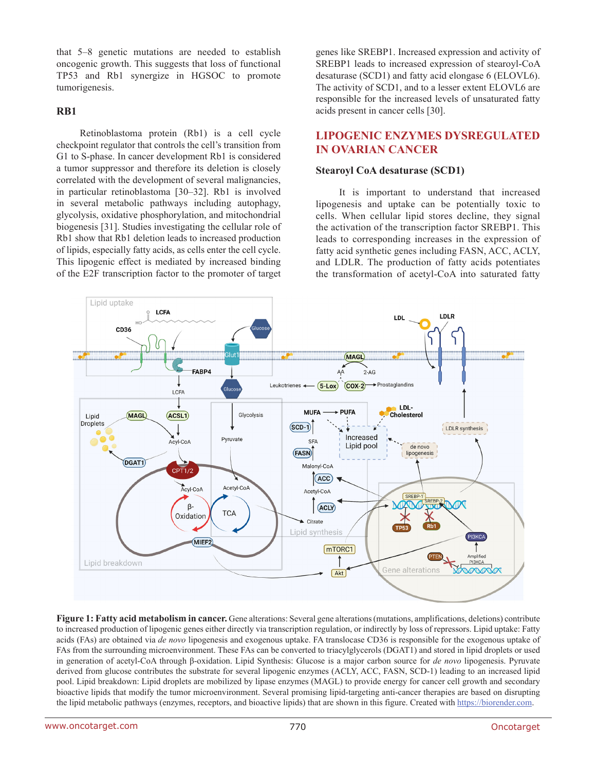that 5–8 genetic mutations are needed to establish oncogenic growth. This suggests that loss of functional TP53 and Rb1 synergize in HGSOC to promote tumorigenesis.

### RB1

Retinoblastoma protein (Rb1) is a cell cycle checkpoint regulator that controls the cell's transition from G1 to S-phase. In cancer development Rb1 is considered a tumor suppressor and therefore its deletion is closely correlated with the development of several malignancies, in particular retinoblastoma [30–32]. Rb1 is involved in several metabolic pathways including autophagy, glycolysis, oxidative phosphorylation, and mitochondrial biogenesis [31]. Studies investigating the cellular role of Rb1 show that Rb1 deletion leads to increased production of lipids, especially fatty acids, as cells enter the cell cycle. This lipogenic effect is mediated by increased binding of the E2F transcription factor to the promoter of target genes like SREBP1. Increased expression and activity of SREBP1 leads to increased expression of stearoyl-CoA desaturase (SCD1) and fatty acid elongase 6 (ELOVL6). The activity of SCD1, and to a lesser extent ELOVL6 are responsible for the increased levels of unsaturated fatty acids present in cancer cells [30].

## LIPOGENIC ENZYMES DYSREGULATED IN OVARIAN CANCER

### Stearoyl CoA desaturase (SCD1)

It is important to understand that increased lipogenesis and uptake can be potentially toxic to cells. When cellular lipid stores decline, they signal the activation of the transcription factor SREBP1. This leads to corresponding increases in the expression of fatty acid synthetic genes including FASN, ACC, ACLY, and LDLR. The production of fatty acids potentiates the transformation of acetyl-CoA into saturated fatty

**Figure 1: Fatty acid metabolism in cancer.** Gene alterations: Several gene alterations (mutations, amplifications, deletions) contribute to increased production of lipogenic genes either directly via transcription regulation, or indirectly by loss of repressors. Lipid uptake: Fatty acids (FAs) are obtained via *de novo* lipogenesis and exogenous uptake. FA translocase CD36 is responsible for the exogenous uptake of FAs from the surrounding microenvironment. These FAs can be converted to triacylglycerols (DGAT1) and stored in lipid droplets or used in generation of acetyl-CoA through β-oxidation. Lipid Synthesis: Glucose is a major carbon source for *de novo* lipogenesis. Pyruvate derived from glucose contributes the substrate for several lipogenic enzymes (ACLY, ACC, FASN, SCD-1) leading to an increased lipid pool. Lipid breakdown: Lipid droplets are mobilized by lipase enzymes (MAGL) to provide energy for cancer cell growth and secrete bioactive lipids that modify the tumor microenvironment. Several promising lipid-targeting anti-cancer therapies are based on disrupting the lipid metabolic pathways (enzymes, receptors, and bioactive lipids) that are shown in this figure. Created with https://biorender.com.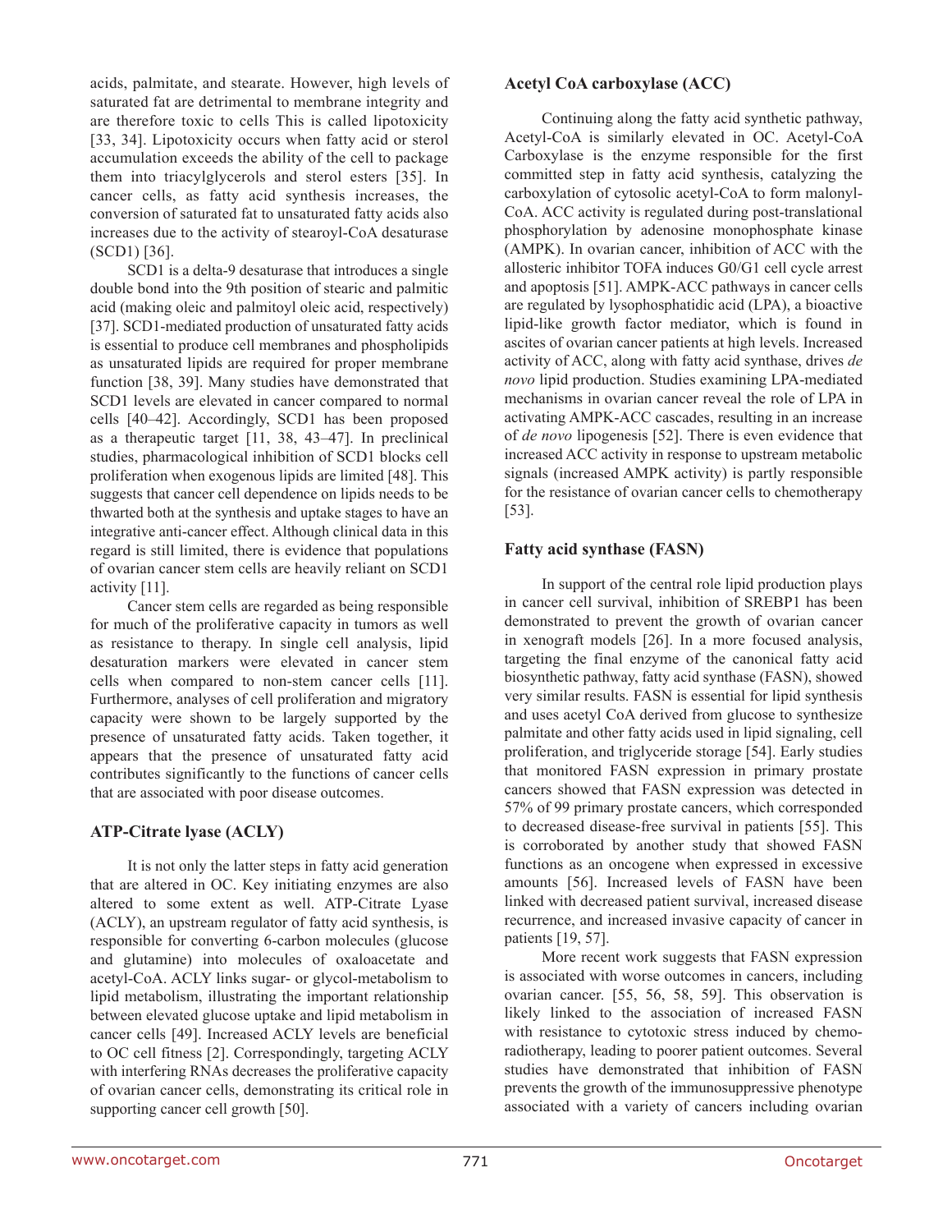acids, palmitate, and stearate. However, high levels of saturated fat are detrimental to membrane integrity and are therefore toxic to cells This is called lipotoxicity [33, 34]. Lipotoxicity occurs when fatty acid or sterol accumulation exceeds the ability of the cell to package them into triacylglycerols and sterol esters [35]. In cancer cells, as fatty acid synthesis increases, the conversion of saturated fat to unsaturated fatty acids also increases due to the activity of stearoyl-CoA desaturase (SCD1) [36].

SCD1 is a delta-9 desaturase that introduces a single double bond into the 9th position of stearic and palmitic acid (making oleic and palmitoyl oleic acid, respectively) [37]. SCD1-mediated production of unsaturated fatty acids is essential to produce cell membranes and phospholipids as unsaturated lipids are required for proper membrane function [38, 39]. Many studies have demonstrated that SCD1 levels are elevated in cancer compared to normal cells [40–42]. Accordingly, SCD1 has been proposed as a therapeutic target [11, 38, 43–47]. In preclinical studies, pharmacological inhibition of SCD1 blocks cell proliferation when exogenous lipids are limited [48]. This suggests that cancer cell dependence on lipids needs to be thwarted both at the synthesis and uptake stages to have an integrative anti-cancer effect. Although clinical data in this regard is still limited, there is evidence that populations of ovarian cancer stem cells are heavily reliant on SCD1 activity [11].

Cancer stem cells are regarded as being responsible for much of the proliferative capacity in tumors as well as resistance to therapy. In single cell analysis, lipid desaturation markers were elevated in cancer stem cells when compared to non-stem cancer cells [11]. Furthermore, analyses of cell proliferation and migratory capacity were shown to be largely supported by the presence of unsaturated fatty acids. Taken together, it appears that the presence of unsaturated fatty acid contributes significantly to the functions of cancer cells that are associated with poor disease outcomes.

## ATP-Citrate lyase (ACLY)

It is not only the latter steps in fatty acid generation that are altered in OC. Key initiating enzymes are also altered to some extent as well. ATP-Citrate Lyase (ACLY), an upstream regulator of fatty acid synthesis, is responsible for converting 6-carbon molecules (glucose and glutamine) into molecules of oxaloacetate and acetyl-CoA. ACLY links sugar- or glycol-metabolism to lipid metabolism, illustrating the important relationship between elevated glucose uptake and lipid metabolism in cancer cells [49]. Increased ACLY levels are beneficial to OC cell fitness [2]. Correspondingly, targeting ACLY with interfering RNAs decreases the proliferative capacity of ovarian cancer cells, demonstrating its critical role in supporting cancer cell growth [50].

## Acetyl CoA carboxylase (ACC)

Continuing along the fatty acid synthetic pathway, Acetyl-CoA is similarly elevated in OC. Acetyl-CoA Carboxylase is the enzyme responsible for the first committed step in fatty acid synthesis, catalyzing the carboxylation of cytosolic acetyl-CoA to form malonyl-CoA. ACC activity is regulated during post-translational phosphorylation by adenosine monophosphate kinase (AMPK). In ovarian cancer, inhibition of ACC with the allosteric inhibitor TOFA induces G0/G1 cell cycle arrest and apoptosis [51]. AMPK-ACC pathways in cancer cells are regulated by lysophosphatidic acid (LPA), a bioactive lipid-like growth factor mediator, which is found in ascites of ovarian cancer patients at high levels. Increased activity of ACC, along with fatty acid synthase, drives *de novo* lipid production. Studies examining LPA-mediated mechanisms in ovarian cancer reveal the role of LPA in activating AMPK-ACC cascades, resulting in an increase of *de novo* lipogenesis [52]. There is even evidence that increased ACC activity in response to upstream metabolic signals (increased AMPK activity) is partly responsible for the resistance of ovarian cancer cells to chemotherapy [53].

## Fatty acid synthase (FASN)

In support of the central role lipid production plays in cancer cell survival, inhibition of SREBP1 has been demonstrated to prevent the growth of ovarian cancer in xenograft models [26]. In a more focused analysis, targeting the final enzyme of the canonical fatty acid biosynthetic pathway, fatty acid synthase (FASN), showed very similar results. FASN is essential for lipid synthesis and uses acetyl CoA derived from glucose to synthesize palmitate and other fatty acids used in lipid signaling, cell proliferation, and triglyceride storage [54]. Early studies that monitored FASN expression in primary prostate cancers showed that FASN expression was detected in 57% of 99 primary prostate cancers, which corresponded to decreased disease-free survival in patients [55]. This is corroborated by another study that showed FASN functions as an oncogene when expressed in excessive amounts [56]. Increased levels of FASN have been linked with decreased patient survival, increased disease recurrence, and increased invasive capacity of cancer in patients [19, 57].

More recent work suggests that FASN expression is associated with worse outcomes in cancers, including ovarian cancer. [55, 56, 58, 59]. This observation is likely linked to the association of increased FASN with resistance to cytotoxic stress induced by chemo-radiotherapy, leading to poorer patient outcomes. Several studies have demonstrated that inhibition of FASN prevents the growth of the immunosuppressive phenotype associated with a variety of cancers including ovarian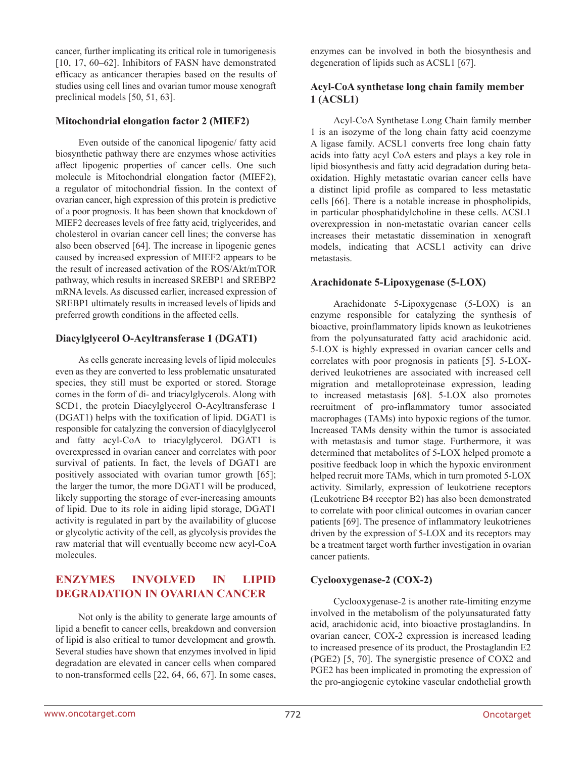cancer, further implicating its critical role in tumorigenesis [10, 17, 60–62]. Inhibitors of FASN have demonstrated efficacy as anticancer therapies based on the results of studies using cell lines and ovarian tumor mouse xenograft preclinical models [50, 51, 63].

### Mitochondrial elongation factor 2 (MIEF2)

Even outside of the canonical lipogenic/ fatty acid biosynthetic pathway there are enzymes whose activities affect lipogenic properties of cancer cells. One such molecule is Mitochondrial elongation factor (MIEF2), a regulator of mitochondrial fission. In the context of ovarian cancer, high expression of this protein is predictive of a poor prognosis. It has been shown that knockdown of MIEF2 decreases levels of free fatty acid, triglycerides, and cholesterol in ovarian cancer cell lines; the converse has also been observed [64]. The increase in lipogenic genes caused by increased expression of MIEF2 appears to be the result of increased activation of the ROS/Akt/mTOR pathway, which results in increased SREBP1 and SREBP2 mRNA levels. As discussed earlier, increased expression of SREBP1 ultimately results in increased levels of lipids and preferred growth conditions in the affected cells.

### Diacylglycerol O-Acyltransferase 1 (DGAT1)

As cells generate increasing levels of lipid molecules even as they are converted to less problematic unsaturated species, they still must be exported or stored. Storage comes in the form of di- and triacylglycerols. Along with SCD1, the protein Diacylglycerol O-Acyltransferase 1 (DGAT1) helps with the toxification of lipid. DGAT1 is responsible for catalyzing the conversion of diacylglycerol and fatty acyl-CoA to triacylglycerol. DGAT1 is overexpressed in ovarian cancer and correlates with poor survival of patients. In fact, the levels of DGAT1 are positively associated with ovarian tumor growth [65]; the larger the tumor, the more DGAT1 will be produced, likely supporting the storage of ever-increasing amounts of lipid. Due to its role in aiding lipid storage, DGAT1 activity is regulated in part by the availability of glucose or glycolytic activity of the cell, as glycolysis provides the raw material that will eventually become new acyl-CoA molecules.

## ENZYMES INVOLVED IN LIPID DEGRADATION IN OVARIAN CANCER

Not only is the ability to generate large amounts of lipid a benefit to cancer cells, breakdown and conversion of lipid is also critical to tumor development and growth. Several studies have shown that enzymes involved in lipid degradation are elevated in cancer cells when compared to non-transformed cells [22, 64, 66, 67]. In some cases, enzymes can be involved in both the biosynthesis and degeneration of lipids such as ACSL1 [67].

### Acyl-CoA synthetase long chain family member 1 (ACSL1)

Acyl-CoA Synthetase Long Chain family member 1 is an isozyme of the long chain fatty acid coenzyme A ligase family. ACSL1 converts free long chain fatty acids into fatty acyl CoA esters and plays a key role in lipid biosynthesis and fatty acid degradation during beta-oxidation. Highly metastatic ovarian cancer cells have a distinct lipid profile as compared to less metastatic cells [66]. There is a notable increase in phospholipids, in particular phosphatidylcholine in these cells. ACSL1 overexpression in non-metastatic ovarian cancer cells increases their metastatic dissemination in xenograft models, indicating that ACSL1 activity can drive metastasis.

### Arachidonate 5-Lipoxygenase (5-LOX)

Arachidonate 5-Lipoxygenase (5-LOX) is an enzyme responsible for catalyzing the synthesis of bioactive, proinflammatory lipids known as leukotrienes from the polyunsaturated fatty acid arachidonic acid. 5-LOX is highly expressed in ovarian cancer cells and correlates with poor prognosis in patients [5]. 5-LOX-derived leukotrienes are associated with increased cell migration and metalloproteinase expression, leading to increased metastasis [68]. 5-LOX also promotes recruitment of pro-inflammatory tumor associated macrophages (TAMs) into hypoxic regions of the tumor. Increased TAMs density within the tumor is associated with metastasis and tumor stage. Furthermore, it was determined that metabolites of 5-LOX helped promote a positive feedback loop in which the hypoxic environment helped recruit more TAMs, which in turn promoted 5-LOX activity. Similarly, expression of leukotriene receptors (Leukotriene B4 receptor B2) has also been demonstrated to correlate with poor clinical outcomes in ovarian cancer patients [69]. The presence of inflammatory leukotrienes driven by the expression of 5-LOX and its receptors may be a treatment target worth further investigation in ovarian cancer patients.

### Cyclooxygenase-2 (COX-2)

Cyclooxygenase-2 is another rate-limiting enzyme involved in the metabolism of the polyunsaturated fatty acid, arachidonic acid, into bioactive prostaglandins. In ovarian cancer, COX-2 expression is increased leading to increased presence of its product, the Prostaglandin E2 (PGE2) [5, 70]. The synergistic presence of COX2 and PGE2 has been implicated in promoting the expression of the pro-angiogenic cytokine vascular endothelial growth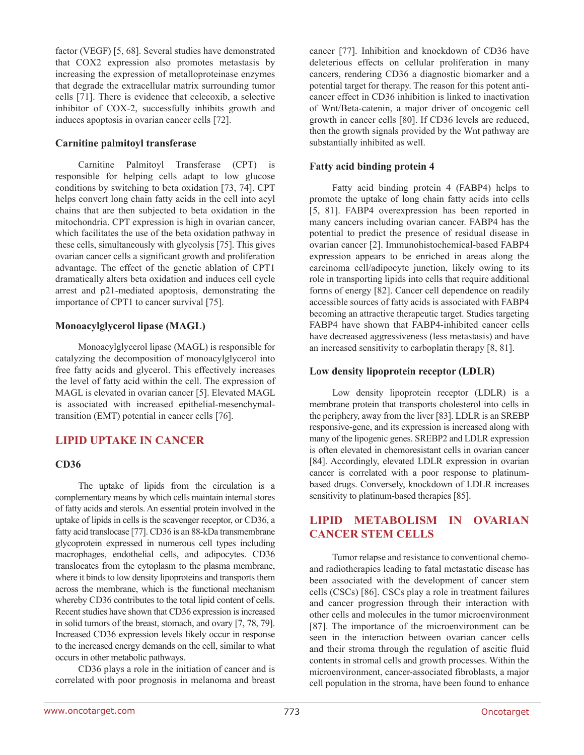factor (VEGF) [5, 68]. Several studies have demonstrated that COX2 expression also promotes metastasis by increasing the expression of metalloproteinase enzymes that degrade the extracellular matrix surrounding tumor cells [71]. There is evidence that celecoxib, a selective inhibitor of COX-2, successfully inhibits growth and induces apoptosis in ovarian cancer cells [72].

### Carnitine palmitoyl transferase

Carnitine Palmitoyl Transferase (CPT) is responsible for helping cells adapt to low glucose conditions by switching to beta oxidation [73, 74]. CPT helps convert long chain fatty acids in the cell into acyl chains that are then subjected to beta oxidation in the mitochondria. CPT expression is high in ovarian cancer, which facilitates the use of the beta oxidation pathway in these cells, simultaneously with glycolysis [75]. This gives ovarian cancer cells a significant growth and proliferation advantage. The effect of the genetic ablation of CPT1 dramatically alters beta oxidation and induces cell cycle arrest and p21-mediated apoptosis, demonstrating the importance of CPT1 to cancer survival [75].

### Monoacylglycerol lipase (MAGL)

Monoacylglycerol lipase (MAGL) is responsible for catalyzing the decomposition of monoacylglycerol into free fatty acids and glycerol. This effectively increases the level of fatty acid within the cell. The expression of MAGL is elevated in ovarian cancer [5]. Elevated MAGL is associated with increased epithelial-mesenchymal-transition (EMT) potential in cancer cells [76].

## LIPID UPTAKE IN CANCER

### CD36

The uptake of lipids from the circulation is a complementary means by which cells maintain internal stores of fatty acids and sterols. An essential protein involved in the uptake of lipids in cells is the scavenger receptor, or CD36, a fatty acid translocase [77]. CD36 is an 88-kDa transmembrane glycoprotein expressed in numerous cell types including macrophages, endothelial cells, and adipocytes. CD36 translocates from the cytoplasm to the plasma membrane, where it binds to low density lipoproteins and transports them across the membrane, which is the functional mechanism whereby CD36 contributes to the total lipid content of cells. Recent studies have shown that CD36 expression is increased in solid tumors of the breast, stomach, and ovary [7, 78, 79]. Increased CD36 expression levels likely occur in response to the increased energy demands on the cell, similar to what occurs in other metabolic pathways.

CD36 plays a role in the initiation of cancer and is correlated with poor prognosis in melanoma and breast cancer [77]. Inhibition and knockdown of CD36 have deleterious effects on cellular proliferation in many cancers, rendering CD36 a diagnostic biomarker and a potential target for therapy. The reason for this potent anti-cancer effect in CD36 inhibition is linked to inactivation of Wnt/Beta-catenin, a major driver of oncogenic cell growth in cancer cells [80]. If CD36 levels are reduced, then the growth signals provided by the Wnt pathway are substantially inhibited as well.

### Fatty acid binding protein 4

Fatty acid binding protein 4 (FABP4) helps to promote the uptake of long chain fatty acids into cells [5, 81]. FABP4 overexpression has been reported in many cancers including ovarian cancer. FABP4 has the potential to predict the presence of residual disease in ovarian cancer [2]. Immunohistochemical-based FABP4 expression appears to be enriched in areas along the carcinoma cell/adipocyte junction, likely owing to its role in transporting lipids into cells that require additional forms of energy [82]. Cancer cell dependence on readily accessible sources of fatty acids is associated with FABP4 becoming an attractive therapeutic target. Studies targeting FABP4 have shown that FABP4-inhibited cancer cells have decreased aggressiveness (less metastasis) and have an increased sensitivity to carboplatin therapy [8, 81].

### Low density lipoprotein receptor (LDLR)

Low density lipoprotein receptor (LDLR) is a membrane protein that transports cholesterol into cells in the periphery, away from the liver [83]. LDLR is an SREBP responsive-gene, and its expression is increased along with many of the lipogenic genes. SREBP2 and LDLR expression is often elevated in chemoresistant cells in ovarian cancer [84]. Accordingly, elevated LDLR expression in ovarian cancer is correlated with a poor response to platinum-based drugs. Conversely, knockdown of LDLR increases sensitivity to platinum-based therapies [85].

## LIPID METABOLISM IN OVARIAN CANCER STEM CELLS

Tumor relapse and resistance to conventional chemo- and radiotherapies leading to fatal metastatic disease has been associated with the development of cancer stem cells (CSCs) [86]. CSCs play a role in treatment failures and cancer progression through their interaction with other cells and molecules in the tumor microenvironment [87]. The importance of the microenvironment can be seen in the interaction between ovarian cancer cells and their stroma through the regulation of ascitic fluid contents in stromal cells and growth processes. Within the microenvironment, cancer-associated fibroblasts, a major cell population in the stroma, have been found to enhance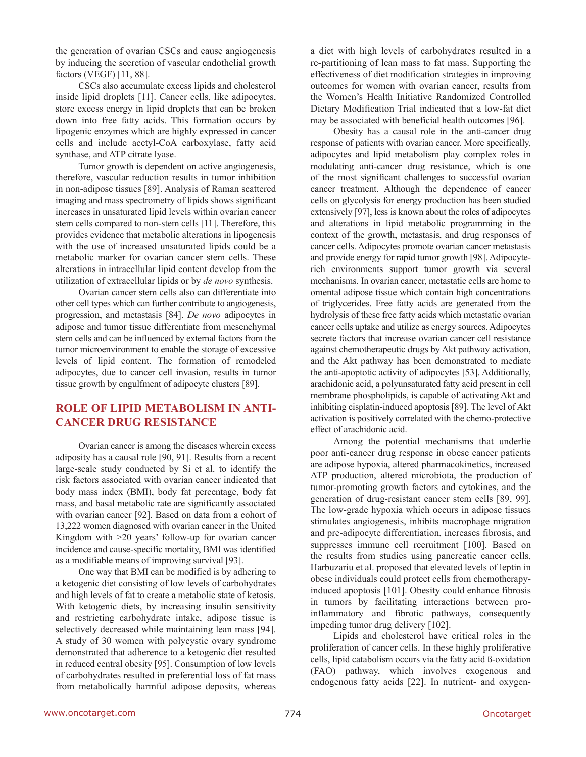the generation of ovarian CSCs and cause angiogenesis by inducing the secretion of vascular endothelial growth factors (VEGF) [11, 88].

CSCs also accumulate excess lipids and cholesterol inside lipid droplets [11]. Cancer cells, like adipocytes, store excess energy in lipid droplets that can be broken down into free fatty acids. This formation occurs by lipogenic enzymes which are highly expressed in cancer cells and include acetyl-CoA carboxylase, fatty acid synthase, and ATP citrate lyase.

Tumor growth is dependent on active angiogenesis, therefore, vascular reduction results in tumor inhibition in non-adipose tissues [89]. Analysis of Raman scattered imaging and mass spectrometry of lipids shows significant increases in unsaturated lipid levels within ovarian cancer stem cells compared to non-stem cells [11]. Therefore, this provides evidence that metabolic alterations in lipogenesis with the use of increased unsaturated lipids could be a metabolic marker for ovarian cancer stem cells. These alterations in intracellular lipid content develop from the utilization of extracellular lipids or by *de novo* synthesis.

Ovarian cancer stem cells also can differentiate into other cell types which can further contribute to angiogenesis, progression, and metastasis [84]. *De novo* adipocytes in adipose and tumor tissue differentiate from mesenchymal stem cells and can be influenced by external factors from the tumor microenvironment to enable the storage of excessive levels of lipid content. The formation of remodeled adipocytes, due to cancer cell invasion, results in tumor tissue growth by engulfment of adipocyte clusters [89].

## ROLE OF LIPID METABOLISM IN ANTI-CANCER DRUG RESISTANCE

Ovarian cancer is among the diseases wherein excess adiposity has a causal role [90, 91]. Results from a recent large-scale study conducted by Si et al. to identify the risk factors associated with ovarian cancer indicated that body mass index (BMI), body fat percentage, body fat mass, and basal metabolic rate are significantly associated with ovarian cancer [92]. Based on data from a cohort of 13,222 women diagnosed with ovarian cancer in the United Kingdom with >20 years' follow-up for ovarian cancer incidence and cause-specific mortality, BMI was identified as a modifiable means of improving survival [93].

One way that BMI can be modified is by adhering to a ketogenic diet consisting of low levels of carbohydrates and high levels of fat to create a metabolic state of ketosis. With ketogenic diets, by increasing insulin sensitivity and restricting carbohydrate intake, adipose tissue is selectively decreased while maintaining lean mass [94]. A study of 30 women with polycystic ovary syndrome demonstrated that adherence to a ketogenic diet resulted in reduced central obesity [95]. Consumption of low levels of carbohydrates resulted in preferential loss of fat mass from metabolically harmful adipose deposits, whereas a diet with high levels of carbohydrates resulted in a re-partitioning of lean mass to fat mass. Supporting the effectiveness of diet modification strategies in improving outcomes for women with ovarian cancer, results from the Women's Health Initiative Randomized Controlled Dietary Modification Trial indicated that a low-fat diet may be associated with beneficial health outcomes [96].

Obesity has a causal role in the anti-cancer drug response of patients with ovarian cancer. More specifically, adipocytes and lipid metabolism play complex roles in modulating anti-cancer drug resistance, which is one of the most significant challenges to successful ovarian cancer treatment. Although the dependence of cancer cells on glycolysis for energy production has been studied extensively [97], less is known about the roles of adipocytes and alterations in lipid metabolic programming in the context of the growth, metastasis, and drug responses of cancer cells. Adipocytes promote ovarian cancer metastasis and provide energy for rapid tumor growth [98]. Adipocyte-rich environments support tumor growth via several mechanisms. In ovarian cancer, metastatic cells are home to omental adipose tissue which contain high concentrations of triglycerides. Free fatty acids are generated from the hydrolysis of these free fatty acids which metastatic ovarian cancer cells uptake and utilize as energy sources. Adipocytes secrete factors that increase ovarian cancer cell resistance against chemotherapeutic drugs by Akt pathway activation, and the Akt pathway has been demonstrated to mediate the anti-apoptotic activity of adipocytes [53]. Additionally, arachidonic acid, a polyunsaturated fatty acid present in cell membrane phospholipids, is capable of activating Akt and inhibiting cisplatin-induced apoptosis [89]. The level of Akt activation is positively correlated with the chemo-protective effect of arachidonic acid.

Among the potential mechanisms that underlie poor anti-cancer drug response in obese cancer patients are adipose hypoxia, altered pharmacokinetics, increased ATP production, altered microbiota, the production of tumor-promoting growth factors and cytokines, and the generation of drug-resistant cancer stem cells [89, 99]. The low-grade hypoxia which occurs in adipose tissues stimulates angiogenesis, inhibits macrophage migration and pre-adipocyte differentiation, increases fibrosis, and suppresses immune cell recruitment [100]. Based on the results from studies using pancreatic cancer cells, Harbuzariu et al. proposed that elevated levels of leptin in obese individuals could protect cells from chemotherapy-induced apoptosis [101]. Obesity could enhance fibrosis in tumors by facilitating interactions between pro-inflammatory and fibrotic pathways, consequently impeding tumor drug delivery [102].

Lipids and cholesterol have critical roles in the proliferation of cancer cells. In these highly proliferative cells, lipid catabolism occurs via the fatty acid ß-oxidation (FAO) pathway, which involves exogenous and endogenous fatty acids [22]. In nutrient- and oxygen-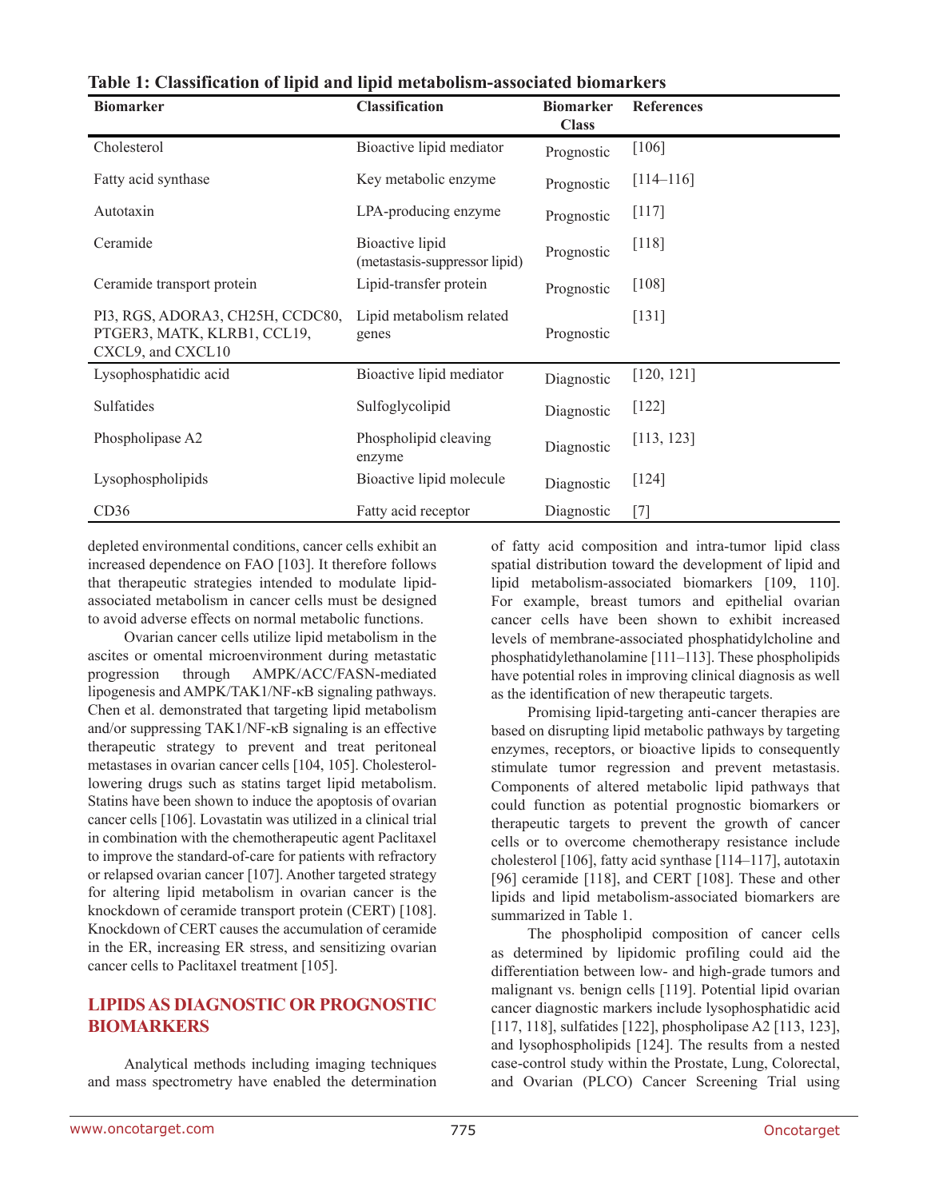**Table 1: Classification of lipid and lipid metabolism-associated biomarkers**

| Biomarker | Classification | Biomarker Class | References |
|---|---|---|---|
| Cholesterol | Bioactive lipid mediator | Prognostic | [106] |
| Fatty acid synthase | Key metabolic enzyme | Prognostic | [114–116] |
| Autotaxin | LPA-producing enzyme | Prognostic | [117] |
| Ceramide | Bioactive lipid (metastasis-suppressor lipid) | Prognostic | [118] |
| Ceramide transport protein | Lipid-transfer protein | Prognostic | [108] |
| PI3, RGS, ADORA3, CH25H, CCDC80, PTGER3, MATK, KLRB1, CCL19, CXCL9, and CXCL10 | Lipid metabolism related genes | Prognostic | [131] |
| Lysophosphatidic acid | Bioactive lipid mediator | Diagnostic | [120, 121] |
| Sulfatides | Sulfoglycolipid | Diagnostic | [122] |
| Phospholipase A2 | Phospholipid cleaving enzyme | Diagnostic | [113, 123] |
| Lysophospholipids | Bioactive lipid molecule | Diagnostic | [124] |
| CD36 | Fatty acid receptor | Diagnostic | [7] |

depleted environmental conditions, cancer cells exhibit an increased dependence on FAO [103]. It therefore follows that therapeutic strategies intended to modulate lipid-associated metabolism in cancer cells must be designed to avoid adverse effects on normal metabolic functions.

Ovarian cancer cells utilize lipid metabolism in the ascites or omental microenvironment during metastatic progression through AMPK/ACC/FASN-mediated lipogenesis and AMPK/TAK1/NF-κB signaling pathways. Chen et al. demonstrated that targeting lipid metabolism and/or suppressing TAK1/NF-κB signaling is an effective therapeutic strategy to prevent and treat peritoneal metastases in ovarian cancer cells [104, 105]. Cholesterol-lowering drugs such as statins target lipid metabolism. Statins have been shown to induce the apoptosis of ovarian cancer cells [106]. Lovastatin was utilized in a clinical trial in combination with the chemotherapeutic agent Paclitaxel to improve the standard-of-care for patients with refractory or relapsed ovarian cancer [107]. Another targeted strategy for altering lipid metabolism in ovarian cancer is the knockdown of ceramide transport protein (CERT) [108]. Knockdown of CERT causes the accumulation of ceramide in the ER, increasing ER stress, and sensitizing ovarian cancer cells to Paclitaxel treatment [105].

## LIPIDS AS DIAGNOSTIC OR PROGNOSTIC BIOMARKERS

Analytical methods including imaging techniques and mass spectrometry have enabled the determination of fatty acid composition and intra-tumor lipid class spatial distribution toward the development of lipid and lipid metabolism-associated biomarkers [109, 110]. For example, breast tumors and epithelial ovarian cancer cells have been shown to exhibit increased levels of membrane-associated phosphatidylcholine and phosphatidylethanolamine [111–113]. These phospholipids have potential roles in improving clinical diagnosis as well as the identification of new therapeutic targets.

Promising lipid-targeting anti-cancer therapies are based on disrupting lipid metabolic pathways by targeting enzymes, receptors, or bioactive lipids to consequently stimulate tumor regression and prevent metastasis. Components of altered metabolic lipid pathways that could function as potential prognostic biomarkers or therapeutic targets to prevent the growth of cancer cells or to overcome chemotherapy resistance include cholesterol [106], fatty acid synthase [114–117], autotaxin [96] ceramide [118], and CERT [108]. These and other lipids and lipid metabolism-associated biomarkers are summarized in Table 1.

The phospholipid composition of cancer cells as determined by lipidomic profiling could aid the differentiation between low- and high-grade tumors and malignant vs. benign cells [119]. Potential lipid ovarian cancer diagnostic markers include lysophosphatidic acid [117, 118], sulfatides [122], phospholipase A2 [113, 123], and lysophospholipids [124]. The results from a nested case-control study within the Prostate, Lung, Colorectal, and Ovarian (PLCO) Cancer Screening Trial using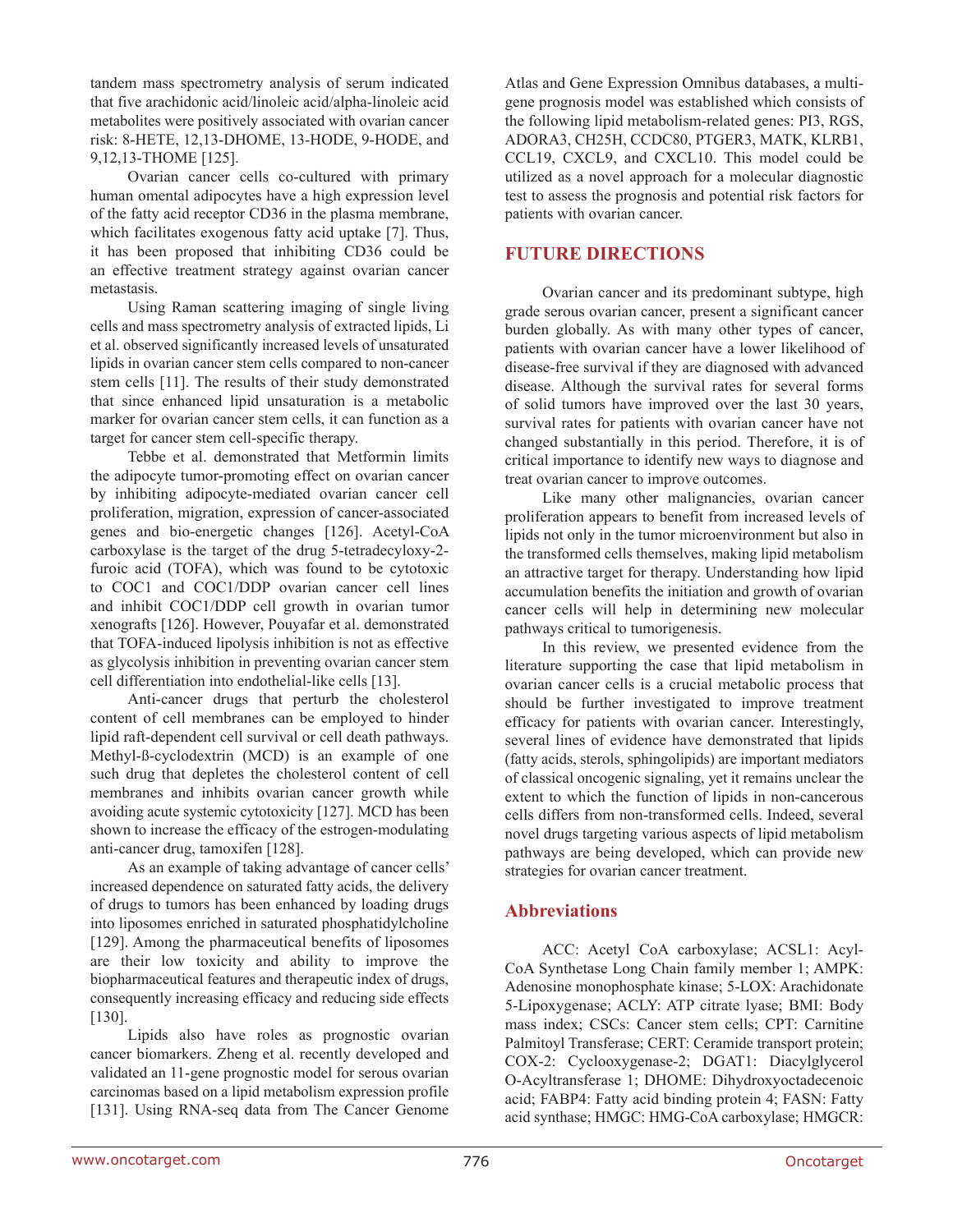tandem mass spectrometry analysis of serum indicated that five arachidonic acid/linoleic acid/alpha-linoleic acid metabolites were positively associated with ovarian cancer risk: 8-HETE, 12,13-DHOME, 13-HODE, 9-HODE, and 9,12,13-THOME [125].

Ovarian cancer cells co-cultured with primary human omental adipocytes have a high expression level of the fatty acid receptor CD36 in the plasma membrane, which facilitates exogenous fatty acid uptake [7]. Thus, it has been proposed that inhibiting CD36 could be an effective treatment strategy against ovarian cancer metastasis.

Using Raman scattering imaging of single living cells and mass spectrometry analysis of extracted lipids, Li et al. observed significantly increased levels of unsaturated lipids in ovarian cancer stem cells compared to non-cancer stem cells [11]. The results of their study demonstrated that since enhanced lipid unsaturation is a metabolic marker for ovarian cancer stem cells, it can function as a target for cancer stem cell-specific therapy.

Tebbe et al. demonstrated that Metformin limits the adipocyte tumor-promoting effect on ovarian cancer by inhibiting adipocyte-mediated ovarian cancer cell proliferation, migration, expression of cancer-associated genes and bio-energetic changes [126]. Acetyl-CoA carboxylase is the target of the drug 5-tetradecyloxy-2-furoic acid (TOFA), which was found to be cytotoxic to COC1 and COC1/DDP ovarian cancer cell lines and inhibit COC1/DDP cell growth in ovarian tumor xenografts [126]. However, Pouyafar et al. demonstrated that TOFA-induced lipolysis inhibition is not as effective as glycolysis inhibition in preventing ovarian cancer stem cell differentiation into endothelial-like cells [13].

Anti-cancer drugs that perturb the cholesterol content of cell membranes can be employed to hinder lipid raft-dependent cell survival or cell death pathways. Methyl-ß-cyclodextrin (MCD) is an example of one such drug that depletes the cholesterol content of cell membranes and inhibits ovarian cancer growth while avoiding acute systemic cytotoxicity [127]. MCD has been shown to increase the efficacy of the estrogen-modulating anti-cancer drug, tamoxifen [128].

As an example of taking advantage of cancer cells' increased dependence on saturated fatty acids, the delivery of drugs to tumors has been enhanced by loading drugs into liposomes enriched in saturated phosphatidylcholine [129]. Among the pharmaceutical benefits of liposomes are their low toxicity and ability to improve the biopharmaceutical features and therapeutic index of drugs, consequently increasing efficacy and reducing side effects [130].

Lipids also have roles as prognostic ovarian cancer biomarkers. Zheng et al. recently developed and validated an 11-gene prognostic model for serous ovarian carcinomas based on a lipid metabolism expression profile [131]. Using RNA-seq data from The Cancer Genome Atlas and Gene Expression Omnibus databases, a multi-gene prognosis model was established which consists of the following lipid metabolism-related genes: PI3, RGS, ADORA3, CH25H, CCDC80, PTGER3, MATK, KLRB1, CCL19, CXCL9, and CXCL10. This model could be utilized as a novel approach for a molecular diagnostic test to assess the prognosis and potential risk factors for patients with ovarian cancer.

## FUTURE DIRECTIONS

Ovarian cancer and its predominant subtype, high grade serous ovarian cancer, present a significant cancer burden globally. As with many other types of cancer, patients with ovarian cancer have a lower likelihood of disease-free survival if they are diagnosed with advanced disease. Although the survival rates for several forms of solid tumors have improved over the last 30 years, survival rates for patients with ovarian cancer have not changed substantially in this period. Therefore, it is of critical importance to identify new ways to diagnose and treat ovarian cancer to improve outcomes.

Like many other malignancies, ovarian cancer proliferation appears to benefit from increased levels of lipids not only in the tumor microenvironment but also in the transformed cells themselves, making lipid metabolism an attractive target for therapy. Understanding how lipid accumulation benefits the initiation and growth of ovarian cancer cells will help in determining new molecular pathways critical to tumorigenesis.

In this review, we presented evidence from the literature supporting the case that lipid metabolism in ovarian cancer cells is a crucial metabolic process that should be further investigated to improve treatment efficacy for patients with ovarian cancer. Interestingly, several lines of evidence have demonstrated that lipids (fatty acids, sterols, sphingolipids) are important mediators of classical oncogenic signaling, yet it remains unclear the extent to which the function of lipids in non-cancerous cells differs from non-transformed cells. Indeed, several novel drugs targeting various aspects of lipid metabolism pathways are being developed, which can provide new strategies for ovarian cancer treatment.

## Abbreviations

ACC: Acetyl CoA carboxylase; ACSL1: Acyl-CoA Synthetase Long Chain family member 1; AMPK: Adenosine monophosphate kinase; 5-LOX: Arachidonate 5-Lipoxygenase; ACLY: ATP citrate lyase; BMI: Body mass index; CSCs: Cancer stem cells; CPT: Carnitine Palmitoyl Transferase; CERT: Ceramide transport protein; COX-2: Cyclooxygenase-2; DGAT1: Diacylglycerol O-Acyltransferase 1; DHOME: Dihydroxyoctadecenoic acid; FABP4: Fatty acid binding protein 4; FASN: Fatty acid synthase; HMGC: HMG-CoA carboxylase; HMGCR: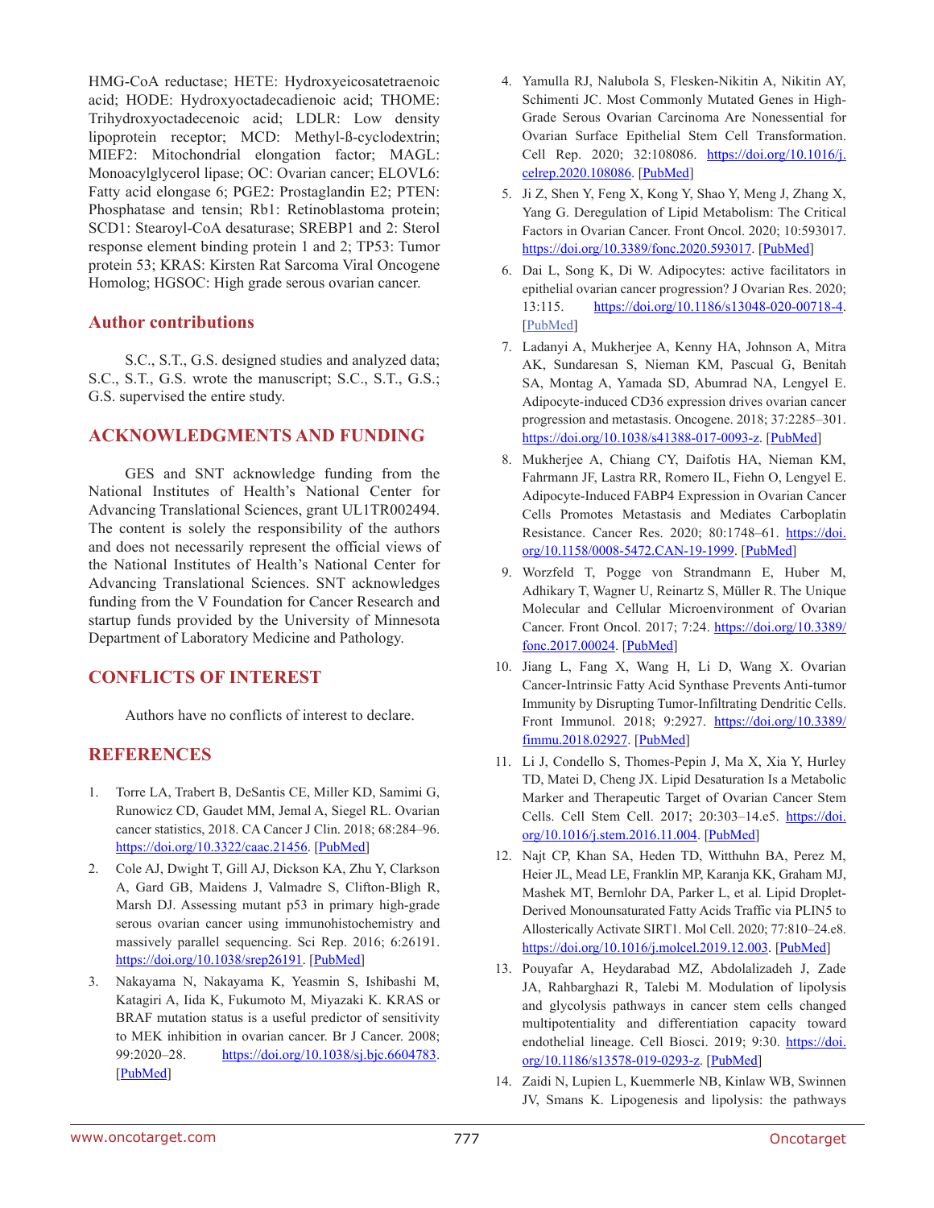HMG-CoA reductase; HETE: Hydroxyeicosatetraenoic acid; HODE: Hydroxyoctadecadienoic acid; THOME: Trihydroxyoctadecenoic acid; LDLR: Low density lipoprotein receptor; MCD: Methyl-ß-cyclodextrin; MIEF2: Mitochondrial elongation factor; MAGL: Monoacylglycerol lipase; OC: Ovarian cancer; ELOVL6: Fatty acid elongase 6; PGE2: Prostaglandin E2; PTEN: Phosphatase and tensin; Rb1: Retinoblastoma protein; SCD1: Stearoyl-CoA desaturase; SREBP1 and 2: Sterol response element binding protein 1 and 2; TP53: Tumor protein 53; KRAS: Kirsten Rat Sarcoma Viral Oncogene Homolog; HGSOC: High grade serous ovarian cancer.

## Author contributions

S.C., S.T., G.S. designed studies and analyzed data; S.C., S.T., G.S. wrote the manuscript; S.C., S.T., G.S.; G.S. supervised the entire study.

## ACKNOWLEDGMENTS AND FUNDING

GES and SNT acknowledge funding from the National Institutes of Health's National Center for Advancing Translational Sciences, grant UL1TR002494. The content is solely the responsibility of the authors and does not necessarily represent the official views of the National Institutes of Health's National Center for Advancing Translational Sciences. SNT acknowledges funding from the V Foundation for Cancer Research and startup funds provided by the University of Minnesota Department of Laboratory Medicine and Pathology.

## CONFLICTS OF INTEREST

Authors have no conflicts of interest to declare.

## REFERENCES

1. Torre LA, Trabert B, DeSantis CE, Miller KD, Samimi G, Runowicz CD, Gaudet MM, Jemal A, Siegel RL. Ovarian cancer statistics, 2018. CA Cancer J Clin. 2018; 68:284–96. https://doi.org/10.3322/caac.21456. [PubMed]
2. Cole AJ, Dwight T, Gill AJ, Dickson KA, Zhu Y, Clarkson A, Gard GB, Maidens J, Valmadre S, Clifton-Bligh R, Marsh DJ. Assessing mutant p53 in primary high-grade serous ovarian cancer using immunohistochemistry and massively parallel sequencing. Sci Rep. 2016; 6:26191. https://doi.org/10.1038/srep26191. [PubMed]
3. Nakayama N, Nakayama K, Yeasmin S, Ishibashi M, Katagiri A, Iida K, Fukumoto M, Miyazaki K. KRAS or BRAF mutation status is a useful predictor of sensitivity to MEK inhibition in ovarian cancer. Br J Cancer. 2008; 99:2020–28. https://doi.org/10.1038/sj.bjc.6604783. [PubMed]
4. Yamulla RJ, Nalubola S, Flesken-Nikitin A, Nikitin AY, Schimenti JC. Most Commonly Mutated Genes in High-Grade Serous Ovarian Carcinoma Are Nonessential for Ovarian Surface Epithelial Stem Cell Transformation. Cell Rep. 2020; 32:108086. https://doi.org/10.1016/j.celrep.2020.108086. [PubMed]
5. Ji Z, Shen Y, Feng X, Kong Y, Shao Y, Meng J, Zhang X, Yang G. Deregulation of Lipid Metabolism: The Critical Factors in Ovarian Cancer. Front Oncol. 2020; 10:593017. https://doi.org/10.3389/fonc.2020.593017. [PubMed]
6. Dai L, Song K, Di W. Adipocytes: active facilitators in epithelial ovarian cancer progression? J Ovarian Res. 2020; 13:115. https://doi.org/10.1186/s13048-020-00718-4. [PubMed]
7. Ladanyi A, Mukherjee A, Kenny HA, Johnson A, Mitra AK, Sundaresan S, Nieman KM, Pascual G, Benitah SA, Montag A, Yamada SD, Abumrad NA, Lengyel E. Adipocyte-induced CD36 expression drives ovarian cancer progression and metastasis. Oncogene. 2018; 37:2285–301. https://doi.org/10.1038/s41388-017-0093-z. [PubMed]
8. Mukherjee A, Chiang CY, Daifotis HA, Nieman KM, Fahrmann JF, Lastra RR, Romero IL, Fiehn O, Lengyel E. Adipocyte-Induced FABP4 Expression in Ovarian Cancer Cells Promotes Metastasis and Mediates Carboplatin Resistance. Cancer Res. 2020; 80:1748–61. https://doi.org/10.1158/0008-5472.CAN-19-1999. [PubMed]
9. Worzfeld T, Pogge von Strandmann E, Huber M, Adhikary T, Wagner U, Reinartz S, Müller R. The Unique Molecular and Cellular Microenvironment of Ovarian Cancer. Front Oncol. 2017; 7:24. https://doi.org/10.3389/fonc.2017.00024. [PubMed]
10. Jiang L, Fang X, Wang H, Li D, Wang X. Ovarian Cancer-Intrinsic Fatty Acid Synthase Prevents Anti-tumor Immunity by Disrupting Tumor-Infiltrating Dendritic Cells. Front Immunol. 2018; 9:2927. https://doi.org/10.3389/fimmu.2018.02927. [PubMed]
11. Li J, Condello S, Thomes-Pepin J, Ma X, Xia Y, Hurley TD, Matei D, Cheng JX. Lipid Desaturation Is a Metabolic Marker and Therapeutic Target of Ovarian Cancer Stem Cells. Cell Stem Cell. 2017; 20:303–14.e5. https://doi.org/10.1016/j.stem.2016.11.004. [PubMed]
12. Najt CP, Khan SA, Heden TD, Witthuhn BA, Perez M, Heier JL, Mead LE, Franklin MP, Karanja KK, Graham MJ, Mashek MT, Bernlohr DA, Parker L, et al. Lipid Droplet-Derived Monounsaturated Fatty Acids Traffic via PLIN5 to Allosterically Activate SIRT1. Mol Cell. 2020; 77:810–24.e8. https://doi.org/10.1016/j.molcel.2019.12.003. [PubMed]
13. Pouyafar A, Heydarabad MZ, Abdolalizadeh J, Zade JA, Rahbarghazi R, Talebi M. Modulation of lipolysis and glycolysis pathways in cancer stem cells changed multipotentiality and differentiation capacity toward endothelial lineage. Cell Biosci. 2019; 9:30. https://doi.org/10.1186/s13578-019-0293-z. [PubMed]
14. Zaidi N, Lupien L, Kuemmerle NB, Kinlaw WB, Swinnen JV, Smans K. Lipogenesis and lipolysis: the pathways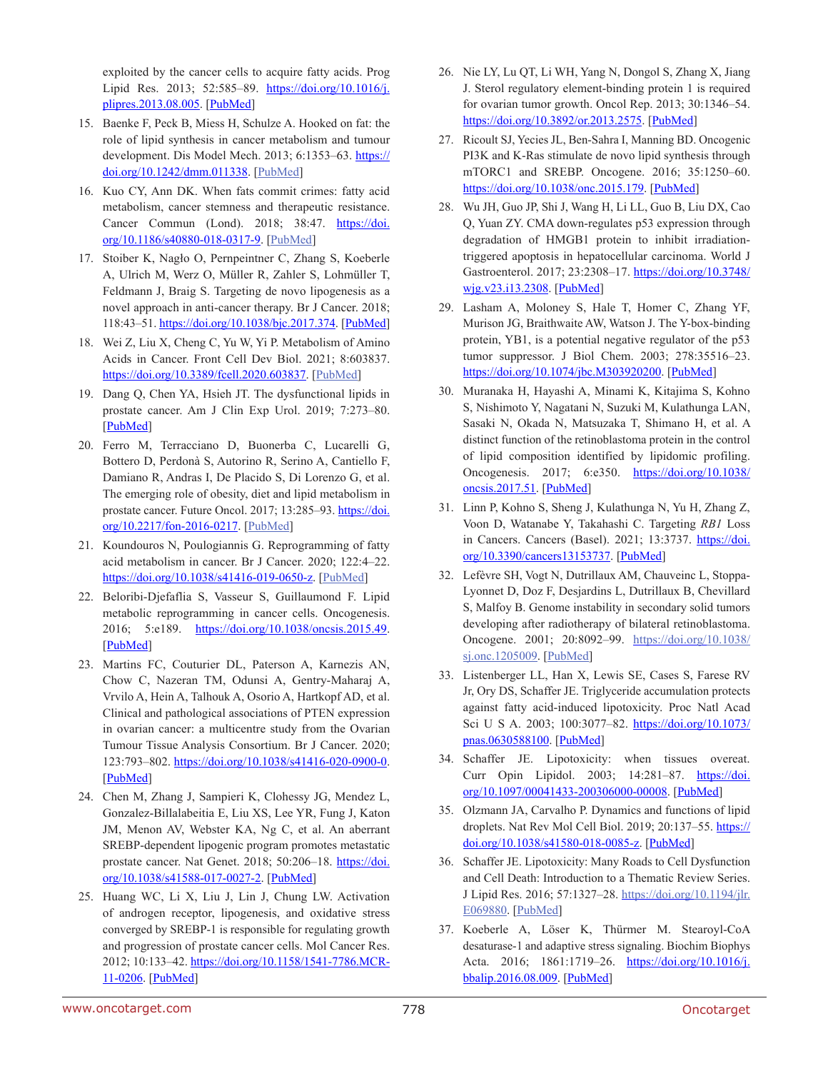exploited by the cancer cells to acquire fatty acids. Prog Lipid Res. 2013; 52:585–89. https://doi.org/10.1016/j.plipres.2013.08.005. [PubMed]

15. Baenke F, Peck B, Miess H, Schulze A. Hooked on fat: the role of lipid synthesis in cancer metabolism and tumour development. Dis Model Mech. 2013; 6:1353–63. https://doi.org/10.1242/dmm.011338. [PubMed]

16. Kuo CY, Ann DK. When fats commit crimes: fatty acid metabolism, cancer stemness and therapeutic resistance. Cancer Commun (Lond). 2018; 38:47. https://doi.org/10.1186/s40880-018-0317-9. [PubMed]

17. Stoiber K, Nagło O, Pernpeintner C, Zhang S, Koeberle A, Ulrich M, Werz O, Müller R, Zahler S, Lohmüller T, Feldmann J, Braig S. Targeting de novo lipogenesis as a novel approach in anti-cancer therapy. Br J Cancer. 2018; 118:43–51. https://doi.org/10.1038/bjc.2017.374. [PubMed]

18. Wei Z, Liu X, Cheng C, Yu W, Yi P. Metabolism of Amino Acids in Cancer. Front Cell Dev Biol. 2021; 8:603837. https://doi.org/10.3389/fcell.2020.603837. [PubMed]

19. Dang Q, Chen YA, Hsieh JT. The dysfunctional lipids in prostate cancer. Am J Clin Exp Urol. 2019; 7:273–80. [PubMed]

20. Ferro M, Terracciano D, Buonerba C, Lucarelli G, Bottero D, Perdonà S, Autorino R, Serino A, Cantiello F, Damiano R, Andras I, De Placido S, Di Lorenzo G, et al. The emerging role of obesity, diet and lipid metabolism in prostate cancer. Future Oncol. 2017; 13:285–93. https://doi.org/10.2217/fon-2016-0217. [PubMed]

21. Koundouros N, Poulogiannis G. Reprogramming of fatty acid metabolism in cancer. Br J Cancer. 2020; 122:4–22. https://doi.org/10.1038/s41416-019-0650-z. [PubMed]

22. Beloribi-Djefaflia S, Vasseur S, Guillaumond F. Lipid metabolic reprogramming in cancer cells. Oncogenesis. 2016; 5:e189. https://doi.org/10.1038/oncsis.2015.49. [PubMed]

23. Martins FC, Couturier DL, Paterson A, Karnezis AN, Chow C, Nazeran TM, Odunsi A, Gentry-Maharaj A, Vrvilo A, Hein A, Talhouk A, Osorio A, Hartkopf AD, et al. Clinical and pathological associations of PTEN expression in ovarian cancer: a multicentre study from the Ovarian Tumour Tissue Analysis Consortium. Br J Cancer. 2020; 123:793–802. https://doi.org/10.1038/s41416-020-0900-0. [PubMed]

24. Chen M, Zhang J, Sampieri K, Clohessy JG, Mendez L, Gonzalez-Billalabeitia E, Liu XS, Lee YR, Fung J, Katon JM, Menon AV, Webster KA, Ng C, et al. An aberrant SREBP-dependent lipogenic program promotes metastatic prostate cancer. Nat Genet. 2018; 50:206–18. https://doi.org/10.1038/s41588-017-0027-2. [PubMed]

25. Huang WC, Li X, Liu J, Lin J, Chung LW. Activation of androgen receptor, lipogenesis, and oxidative stress converged by SREBP-1 is responsible for regulating growth and progression of prostate cancer cells. Mol Cancer Res. 2012; 10:133–42. https://doi.org/10.1158/1541-7786.MCR-11-0206. [PubMed]

26. Nie LY, Lu QT, Li WH, Yang N, Dongol S, Zhang X, Jiang J. Sterol regulatory element-binding protein 1 is required for ovarian tumor growth. Oncol Rep. 2013; 30:1346–54. https://doi.org/10.3892/or.2013.2575. [PubMed]

27. Ricoult SJ, Yecies JL, Ben-Sahra I, Manning BD. Oncogenic PI3K and K-Ras stimulate de novo lipid synthesis through mTORC1 and SREBP. Oncogene. 2016; 35:1250–60. https://doi.org/10.1038/onc.2015.179. [PubMed]

28. Wu JH, Guo JP, Shi J, Wang H, Li LL, Guo B, Liu DX, Cao Q, Yuan ZY. CMA down-regulates p53 expression through degradation of HMGB1 protein to inhibit irradiation-triggered apoptosis in hepatocellular carcinoma. World J Gastroenterol. 2017; 23:2308–17. https://doi.org/10.3748/wjg.v23.i13.2308. [PubMed]

29. Lasham A, Moloney S, Hale T, Homer C, Zhang YF, Murison JG, Braithwaite AW, Watson J. The Y-box-binding protein, YB1, is a potential negative regulator of the p53 tumor suppressor. J Biol Chem. 2003; 278:35516–23. https://doi.org/10.1074/jbc.M303920200. [PubMed]

30. Muranaka H, Hayashi A, Minami K, Kitajima S, Kohno S, Nishimoto Y, Nagatani N, Suzuki M, Kulathunga LAN, Sasaki N, Okada N, Matsuzaka T, Shimano H, et al. A distinct function of the retinoblastoma protein in the control of lipid composition identified by lipidomic profiling. Oncogenesis. 2017; 6:e350. https://doi.org/10.1038/oncsis.2017.51. [PubMed]

31. Linn P, Kohno S, Sheng J, Kulathunga N, Yu H, Zhang Z, Voon D, Watanabe Y, Takahashi C. Targeting *RB1* Loss in Cancers. Cancers (Basel). 2021; 13:3737. https://doi.org/10.3390/cancers13153737. [PubMed]

32. Lefèvre SH, Vogt N, Dutrillaux AM, Chauveinc L, Stoppa-Lyonnet D, Doz F, Desjardins L, Dutrillaux B, Chevillard S, Malfoy B. Genome instability in secondary solid tumors developing after radiotherapy of bilateral retinoblastoma. Oncogene. 2001; 20:8092–99. https://doi.org/10.1038/sj.onc.1205009. [PubMed]

33. Listenberger LL, Han X, Lewis SE, Cases S, Farese RV Jr, Ory DS, Schaffer JE. Triglyceride accumulation protects against fatty acid-induced lipotoxicity. Proc Natl Acad Sci U S A. 2003; 100:3077–82. https://doi.org/10.1073/pnas.0630588100. [PubMed]

34. Schaffer JE. Lipotoxicity: when tissues overeat. Curr Opin Lipidol. 2003; 14:281–87. https://doi.org/10.1097/00041433-200306000-00008. [PubMed]

35. Olzmann JA, Carvalho P. Dynamics and functions of lipid droplets. Nat Rev Mol Cell Biol. 2019; 20:137–55. https://doi.org/10.1038/s41580-018-0085-z. [PubMed]

36. Schaffer JE. Lipotoxicity: Many Roads to Cell Dysfunction and Cell Death: Introduction to a Thematic Review Series. J Lipid Res. 2016; 57:1327–28. https://doi.org/10.1194/jlr.E069880. [PubMed]

37. Koeberle A, Löser K, Thürmer M. Stearoyl-CoA desaturase-1 and adaptive stress signaling. Biochim Biophys Acta. 2016; 1861:1719–26. https://doi.org/10.1016/j.bbalip.2016.08.009. [PubMed]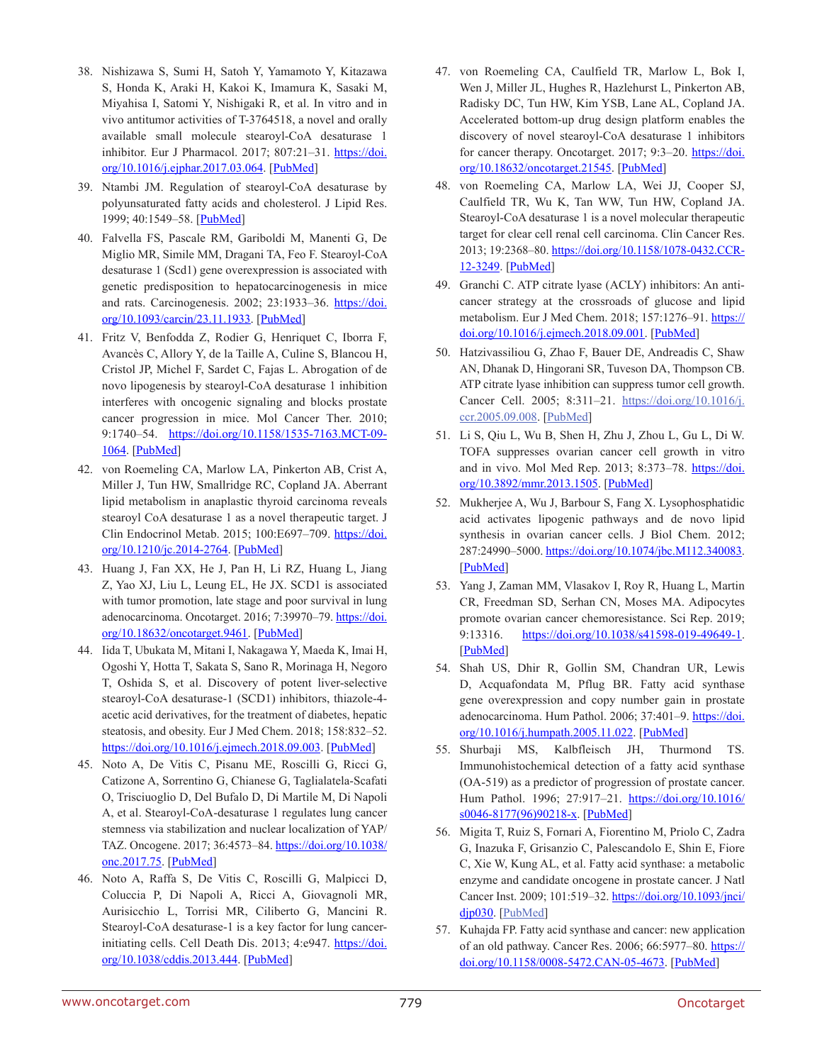38. Nishizawa S, Sumi H, Satoh Y, Yamamoto Y, Kitazawa S, Honda K, Araki H, Kakoi K, Imamura K, Sasaki M, Miyahisa I, Satomi Y, Nishigaki R, et al. In vitro and in vivo antitumor activities of T-3764518, a novel and orally available small molecule stearoyl-CoA desaturase 1 inhibitor. Eur J Pharmacol. 2017; 807:21–31. https://doi.org/10.1016/j.ejphar.2017.03.064. [PubMed]

39. Ntambi JM. Regulation of stearoyl-CoA desaturase by polyunsaturated fatty acids and cholesterol. J Lipid Res. 1999; 40:1549–58. [PubMed]

40. Falvella FS, Pascale RM, Gariboldi M, Manenti G, De Miglio MR, Simile MM, Dragani TA, Feo F. Stearoyl-CoA desaturase 1 (Scd1) gene overexpression is associated with genetic predisposition to hepatocarcinogenesis in mice and rats. Carcinogenesis. 2002; 23:1933–36. https://doi.org/10.1093/carcin/23.11.1933. [PubMed]

41. Fritz V, Benfodda Z, Rodier G, Henriquet C, Iborra F, Avancès C, Allory Y, de la Taille A, Culine S, Blancou H, Cristol JP, Michel F, Sardet C, Fajas L. Abrogation of de novo lipogenesis by stearoyl-CoA desaturase 1 inhibition interferes with oncogenic signaling and blocks prostate cancer progression in mice. Mol Cancer Ther. 2010; 9:1740–54. https://doi.org/10.1158/1535-7163.MCT-09-1064. [PubMed]

42. von Roemeling CA, Marlow LA, Pinkerton AB, Crist A, Miller J, Tun HW, Smallridge RC, Copland JA. Aberrant lipid metabolism in anaplastic thyroid carcinoma reveals stearoyl CoA desaturase 1 as a novel therapeutic target. J Clin Endocrinol Metab. 2015; 100:E697–709. https://doi.org/10.1210/jc.2014-2764. [PubMed]

43. Huang J, Fan XX, He J, Pan H, Li RZ, Huang L, Jiang Z, Yao XJ, Liu L, Leung EL, He JX. SCD1 is associated with tumor promotion, late stage and poor survival in lung adenocarcinoma. Oncotarget. 2016; 7:39970–79. https://doi.org/10.18632/oncotarget.9461. [PubMed]

44. Iida T, Ubukata M, Mitani I, Nakagawa Y, Maeda K, Imai H, Ogoshi Y, Hotta T, Sakata S, Sano R, Morinaga H, Negoro T, Oshida S, et al. Discovery of potent liver-selective stearoyl-CoA desaturase-1 (SCD1) inhibitors, thiazole-4-acetic acid derivatives, for the treatment of diabetes, hepatic steatosis, and obesity. Eur J Med Chem. 2018; 158:832–52. https://doi.org/10.1016/j.ejmech.2018.09.003. [PubMed]

45. Noto A, De Vitis C, Pisanu ME, Roscilli G, Ricci G, Catizone A, Sorrentino G, Chianese G, Taglialatela-Scafati O, Trisciuoglio D, Del Bufalo D, Di Martile M, Di Napoli A, et al. Stearoyl-CoA-desaturase 1 regulates lung cancer stemness via stabilization and nuclear localization of YAP/TAZ. Oncogene. 2017; 36:4573–84. https://doi.org/10.1038/onc.2017.75. [PubMed]

46. Noto A, Raffa S, De Vitis C, Roscilli G, Malpicci D, Coluccia P, Di Napoli A, Ricci A, Giovagnoli MR, Aurisicchio L, Torrisi MR, Ciliberto G, Mancini R. Stearoyl-CoA desaturase-1 is a key factor for lung cancer-initiating cells. Cell Death Dis. 2013; 4:e947. https://doi.org/10.1038/cddis.2013.444. [PubMed]

47. von Roemeling CA, Caulfield TR, Marlow L, Bok I, Wen J, Miller JL, Hughes R, Hazlehurst L, Pinkerton AB, Radisky DC, Tun HW, Kim YSB, Lane AL, Copland JA. Accelerated bottom-up drug design platform enables the discovery of novel stearoyl-CoA desaturase 1 inhibitors for cancer therapy. Oncotarget. 2017; 9:3–20. https://doi.org/10.18632/oncotarget.21545. [PubMed]

48. von Roemeling CA, Marlow LA, Wei JJ, Cooper SJ, Caulfield TR, Wu K, Tan WW, Tun HW, Copland JA. Stearoyl-CoA desaturase 1 is a novel molecular therapeutic target for clear cell renal cell carcinoma. Clin Cancer Res. 2013; 19:2368–80. https://doi.org/10.1158/1078-0432.CCR-12-3249. [PubMed]

49. Granchi C. ATP citrate lyase (ACLY) inhibitors: An anti-cancer strategy at the crossroads of glucose and lipid metabolism. Eur J Med Chem. 2018; 157:1276–91. https://doi.org/10.1016/j.ejmech.2018.09.001. [PubMed]

50. Hatzivassiliou G, Zhao F, Bauer DE, Andreadis C, Shaw AN, Dhanak D, Hingorani SR, Tuveson DA, Thompson CB. ATP citrate lyase inhibition can suppress tumor cell growth. Cancer Cell. 2005; 8:311–21. https://doi.org/10.1016/j.ccr.2005.09.008. [PubMed]

51. Li S, Qiu L, Wu B, Shen H, Zhu J, Zhou L, Gu L, Di W. TOFA suppresses ovarian cancer cell growth in vitro and in vivo. Mol Med Rep. 2013; 8:373–78. https://doi.org/10.3892/mmr.2013.1505. [PubMed]

52. Mukherjee A, Wu J, Barbour S, Fang X. Lysophosphatidic acid activates lipogenic pathways and de novo lipid synthesis in ovarian cancer cells. J Biol Chem. 2012; 287:24990–5000. https://doi.org/10.1074/jbc.M112.340083. [PubMed]

53. Yang J, Zaman MM, Vlasakov I, Roy R, Huang L, Martin CR, Freedman SD, Serhan CN, Moses MA. Adipocytes promote ovarian cancer chemoresistance. Sci Rep. 2019; 9:13316. https://doi.org/10.1038/s41598-019-49649-1. [PubMed]

54. Shah US, Dhir R, Gollin SM, Chandran UR, Lewis D, Acquafondata M, Pflug BR. Fatty acid synthase gene overexpression and copy number gain in prostate adenocarcinoma. Hum Pathol. 2006; 37:401–9. https://doi.org/10.1016/j.humpath.2005.11.022. [PubMed]

55. Shurbaji MS, Kalbfleisch JH, Thurmond TS. Immunohistochemical detection of a fatty acid synthase (OA-519) as a predictor of progression of prostate cancer. Hum Pathol. 1996; 27:917–21. https://doi.org/10.1016/s0046-8177(96)90218-x. [PubMed]

56. Migita T, Ruiz S, Fornari A, Fiorentino M, Priolo C, Zadra G, Inazuka F, Grisanzio C, Palescandolo E, Shin E, Fiore C, Xie W, Kung AL, et al. Fatty acid synthase: a metabolic enzyme and candidate oncogene in prostate cancer. J Natl Cancer Inst. 2009; 101:519–32. https://doi.org/10.1093/jnci/djp030. [PubMed]

57. Kuhajda FP. Fatty acid synthase and cancer: new application of an old pathway. Cancer Res. 2006; 66:5977–80. https://doi.org/10.1158/0008-5472.CAN-05-4673. [PubMed]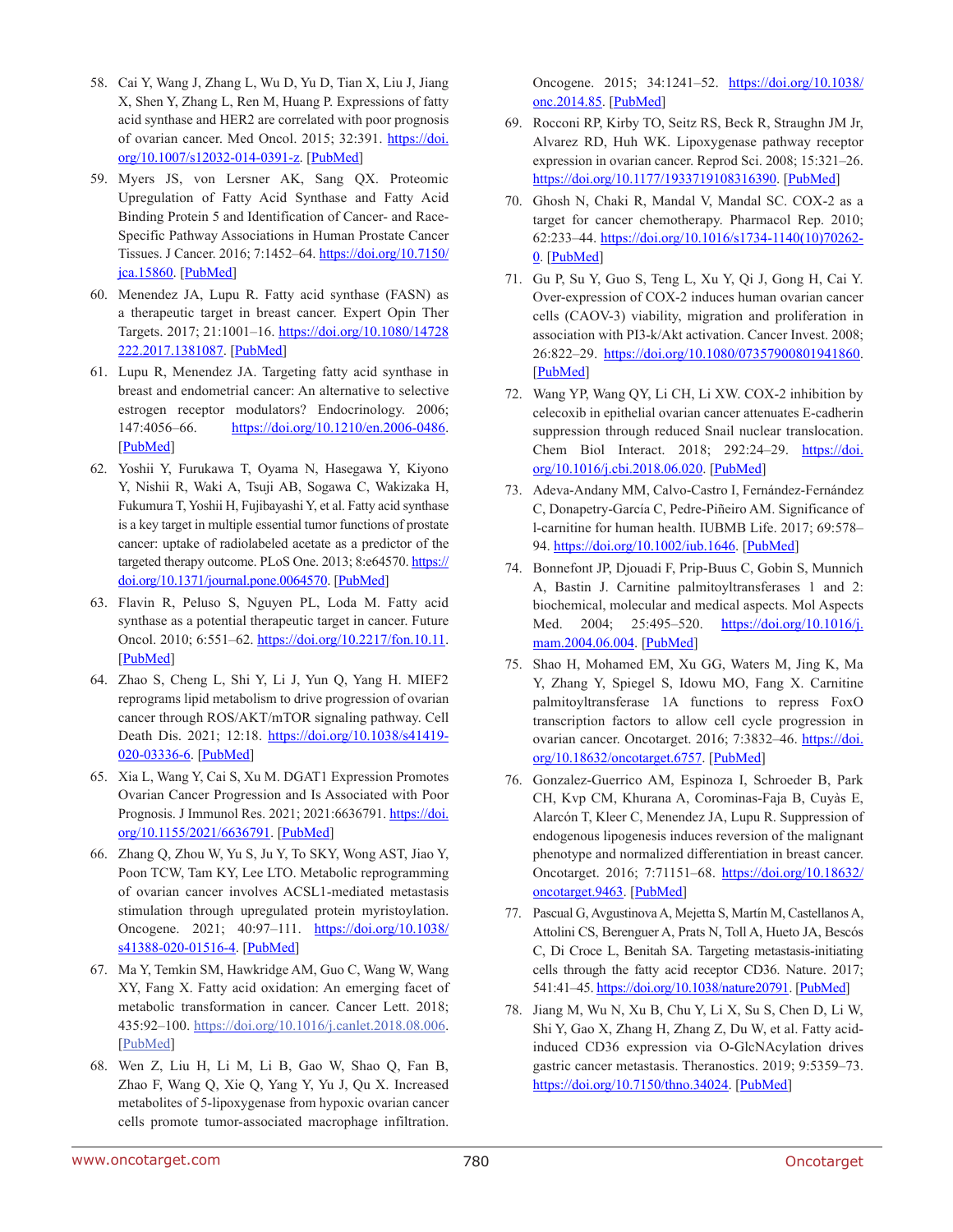58. Cai Y, Wang J, Zhang L, Wu D, Yu D, Tian X, Liu J, Jiang X, Shen Y, Zhang L, Ren M, Huang P. Expressions of fatty acid synthase and HER2 are correlated with poor prognosis of ovarian cancer. Med Oncol. 2015; 32:391. https://doi.org/10.1007/s12032-014-0391-z. [PubMed]

59. Myers JS, von Lersner AK, Sang QX. Proteomic Upregulation of Fatty Acid Synthase and Fatty Acid Binding Protein 5 and Identification of Cancer- and Race-Specific Pathway Associations in Human Prostate Cancer Tissues. J Cancer. 2016; 7:1452–64. https://doi.org/10.7150/jca.15860. [PubMed]

60. Menendez JA, Lupu R. Fatty acid synthase (FASN) as a therapeutic target in breast cancer. Expert Opin Ther Targets. 2017; 21:1001–16. https://doi.org/10.1080/14728222.2017.1381087. [PubMed]

61. Lupu R, Menendez JA. Targeting fatty acid synthase in breast and endometrial cancer: An alternative to selective estrogen receptor modulators? Endocrinology. 2006; 147:4056–66. https://doi.org/10.1210/en.2006-0486. [PubMed]

62. Yoshii Y, Furukawa T, Oyama N, Hasegawa Y, Kiyono Y, Nishii R, Waki A, Tsuji AB, Sogawa C, Wakizaka H, Fukumura T, Yoshii H, Fujibayashi Y, et al. Fatty acid synthase is a key target in multiple essential tumor functions of prostate cancer: uptake of radiolabeled acetate as a predictor of the targeted therapy outcome. PLoS One. 2013; 8:e64570. https://doi.org/10.1371/journal.pone.0064570. [PubMed]

63. Flavin R, Peluso S, Nguyen PL, Loda M. Fatty acid synthase as a potential therapeutic target in cancer. Future Oncol. 2010; 6:551–62. https://doi.org/10.2217/fon.10.11. [PubMed]

64. Zhao S, Cheng L, Shi Y, Li J, Yun Q, Yang H. MIEF2 reprograms lipid metabolism to drive progression of ovarian cancer through ROS/AKT/mTOR signaling pathway. Cell Death Dis. 2021; 12:18. https://doi.org/10.1038/s41419-020-03336-6. [PubMed]

65. Xia L, Wang Y, Cai S, Xu M. DGAT1 Expression Promotes Ovarian Cancer Progression and Is Associated with Poor Prognosis. J Immunol Res. 2021; 2021:6636791. https://doi.org/10.1155/2021/6636791. [PubMed]

66. Zhang Q, Zhou W, Yu S, Ju Y, To SKY, Wong AST, Jiao Y, Poon TCW, Tam KY, Lee LTO. Metabolic reprogramming of ovarian cancer involves ACSL1-mediated metastasis stimulation through upregulated protein myristoylation. Oncogene. 2021; 40:97–111. https://doi.org/10.1038/s41388-020-01516-4. [PubMed]

67. Ma Y, Temkin SM, Hawkridge AM, Guo C, Wang W, Wang XY, Fang X. Fatty acid oxidation: An emerging facet of metabolic transformation in cancer. Cancer Lett. 2018; 435:92–100. https://doi.org/10.1016/j.canlet.2018.08.006. [PubMed]

68. Wen Z, Liu H, Li M, Li B, Gao W, Shao Q, Fan B, Zhao F, Wang Q, Xie Q, Yang Y, Yu J, Qu X. Increased metabolites of 5-lipoxygenase from hypoxic ovarian cancer cells promote tumor-associated macrophage infiltration. Oncogene. 2015; 34:1241–52. https://doi.org/10.1038/onc.2014.85. [PubMed]

69. Rocconi RP, Kirby TO, Seitz RS, Beck R, Straughn JM Jr, Alvarez RD, Huh WK. Lipoxygenase pathway receptor expression in ovarian cancer. Reprod Sci. 2008; 15:321–26. https://doi.org/10.1177/1933719108316390. [PubMed]

70. Ghosh N, Chaki R, Mandal V, Mandal SC. COX-2 as a target for cancer chemotherapy. Pharmacol Rep. 2010; 62:233–44. https://doi.org/10.1016/s1734-1140(10)70262-0. [PubMed]

71. Gu P, Su Y, Guo S, Teng L, Xu Y, Qi J, Gong H, Cai Y. Over-expression of COX-2 induces human ovarian cancer cells (CAOV-3) viability, migration and proliferation in association with PI3-k/Akt activation. Cancer Invest. 2008; 26:822–29. https://doi.org/10.1080/07357900801941860. [PubMed]

72. Wang YP, Wang QY, Li CH, Li XW. COX-2 inhibition by celecoxib in epithelial ovarian cancer attenuates E-cadherin suppression through reduced Snail nuclear translocation. Chem Biol Interact. 2018; 292:24–29. https://doi.org/10.1016/j.cbi.2018.06.020. [PubMed]

73. Adeva-Andany MM, Calvo-Castro I, Fernández-Fernández C, Donapetry-García C, Pedre-Piñeiro AM. Significance of l-carnitine for human health. IUBMB Life. 2017; 69:578–94. https://doi.org/10.1002/iub.1646. [PubMed]

74. Bonnefont JP, Djouadi F, Prip-Buus C, Gobin S, Munnich A, Bastin J. Carnitine palmitoyltransferases 1 and 2: biochemical, molecular and medical aspects. Mol Aspects Med. 2004; 25:495–520. https://doi.org/10.1016/j.mam.2004.06.004. [PubMed]

75. Shao H, Mohamed EM, Xu GG, Waters M, Jing K, Ma Y, Zhang Y, Spiegel S, Idowu MO, Fang X. Carnitine palmitoyltransferase 1A functions to repress FoxO transcription factors to allow cell cycle progression in ovarian cancer. Oncotarget. 2016; 7:3832–46. https://doi.org/10.18632/oncotarget.6757. [PubMed]

76. Gonzalez-Guerrico AM, Espinoza I, Schroeder B, Park CH, Kvp CM, Khurana A, Corominas-Faja B, Cuyàs E, Alarcón T, Kleer C, Menendez JA, Lupu R. Suppression of endogenous lipogenesis induces reversion of the malignant phenotype and normalized differentiation in breast cancer. Oncotarget. 2016; 7:71151–68. https://doi.org/10.18632/oncotarget.9463. [PubMed]

77. Pascual G, Avgustinova A, Mejetta S, Martín M, Castellanos A, Attolini CS, Berenguer A, Prats N, Toll A, Hueto JA, Bescós C, Di Croce L, Benitah SA. Targeting metastasis-initiating cells through the fatty acid receptor CD36. Nature. 2017; 541:41–45. https://doi.org/10.1038/nature20791. [PubMed]

78. Jiang M, Wu N, Xu B, Chu Y, Li X, Su S, Chen D, Li W, Shi Y, Gao X, Zhang H, Zhang Z, Du W, et al. Fatty acid-induced CD36 expression via O-GlcNAcylation drives gastric cancer metastasis. Theranostics. 2019; 9:5359–73. https://doi.org/10.7150/thno.34024. [PubMed]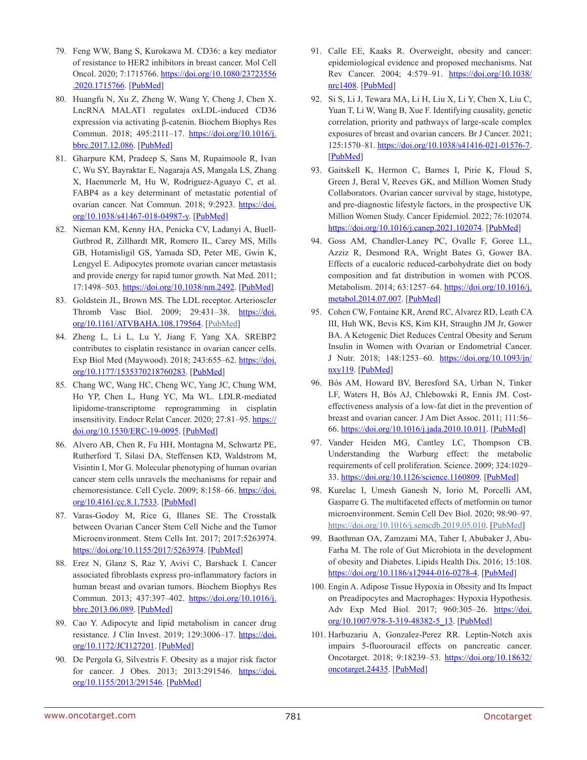79. Feng WW, Bang S, Kurokawa M. CD36: a key mediator of resistance to HER2 inhibitors in breast cancer. Mol Cell Oncol. 2020; 7:1715766. https://doi.org/10.1080/23723556.2020.1715766. [PubMed]

80. Huangfu N, Xu Z, Zheng W, Wang Y, Cheng J, Chen X. LncRNA MALAT1 regulates oxLDL-induced CD36 expression via activating β-catenin. Biochem Biophys Res Commun. 2018; 495:2111–17. https://doi.org/10.1016/j.bbrc.2017.12.086. [PubMed]

81. Gharpure KM, Pradeep S, Sans M, Rupaimoole R, Ivan C, Wu SY, Bayraktar E, Nagaraja AS, Mangala LS, Zhang X, Haemmerle M, Hu W, Rodriguez-Aguayo C, et al. FABP4 as a key determinant of metastatic potential of ovarian cancer. Nat Commun. 2018; 9:2923. https://doi.org/10.1038/s41467-018-04987-y. [PubMed]

82. Nieman KM, Kenny HA, Penicka CV, Ladanyi A, Buell-Gutbrod R, Zillhardt MR, Romero IL, Carey MS, Mills GB, Hotamisligil GS, Yamada SD, Peter ME, Gwin K, Lengyel E. Adipocytes promote ovarian cancer metastasis and provide energy for rapid tumor growth. Nat Med. 2011; 17:1498–503. https://doi.org/10.1038/nm.2492. [PubMed]

83. Goldstein JL, Brown MS. The LDL receptor. Arterioscler Thromb Vasc Biol. 2009; 29:431–38. https://doi.org/10.1161/ATVBAHA.108.179564. [PubMed]

84. Zheng L, Li L, Lu Y, Jiang F, Yang XA. SREBP2 contributes to cisplatin resistance in ovarian cancer cells. Exp Biol Med (Maywood). 2018; 243:655–62. https://doi.org/10.1177/1535370218760283. [PubMed]

85. Chang WC, Wang HC, Cheng WC, Yang JC, Chung WM, Ho YP, Chen L, Hung YC, Ma WL. LDLR-mediated lipidome-transcriptome reprogramming in cisplatin insensitivity. Endocr Relat Cancer. 2020; 27:81–95. https://doi.org/10.1530/ERC-19-0095. [PubMed]

86. Alvero AB, Chen R, Fu HH, Montagna M, Schwartz PE, Rutherford T, Silasi DA, Steffensen KD, Waldstrom M, Visintin I, Mor G. Molecular phenotyping of human ovarian cancer stem cells unravels the mechanisms for repair and chemoresistance. Cell Cycle. 2009; 8:158–66. https://doi.org/10.4161/cc.8.1.7533. [PubMed]

87. Varas-Godoy M, Rice G, Illanes SE. The Crosstalk between Ovarian Cancer Stem Cell Niche and the Tumor Microenvironment. Stem Cells Int. 2017; 2017:5263974. https://doi.org/10.1155/2017/5263974. [PubMed]

88. Erez N, Glanz S, Raz Y, Avivi C, Barshack I. Cancer associated fibroblasts express pro-inflammatory factors in human breast and ovarian tumors. Biochem Biophys Res Commun. 2013; 437:397–402. https://doi.org/10.1016/j.bbrc.2013.06.089. [PubMed]

89. Cao Y. Adipocyte and lipid metabolism in cancer drug resistance. J Clin Invest. 2019; 129:3006–17. https://doi.org/10.1172/JCI127201. [PubMed]

90. De Pergola G, Silvestris F. Obesity as a major risk factor for cancer. J Obes. 2013; 2013:291546. https://doi.org/10.1155/2013/291546. [PubMed]

91. Calle EE, Kaaks R. Overweight, obesity and cancer: epidemiological evidence and proposed mechanisms. Nat Rev Cancer. 2004; 4:579–91. https://doi.org/10.1038/nrc1408. [PubMed]

92. Si S, Li J, Tewara MA, Li H, Liu X, Li Y, Chen X, Liu C, Yuan T, Li W, Wang B, Xue F. Identifying causality, genetic correlation, priority and pathways of large-scale complex exposures of breast and ovarian cancers. Br J Cancer. 2021; 125:1570–81. https://doi.org/10.1038/s41416-021-01576-7. [PubMed]

93. Gaitskell K, Hermon C, Barnes I, Pirie K, Floud S, Green J, Beral V, Reeves GK, and Million Women Study Collaborators. Ovarian cancer survival by stage, histotype, and pre-diagnostic lifestyle factors, in the prospective UK Million Women Study. Cancer Epidemiol. 2022; 76:102074. https://doi.org/10.1016/j.canep.2021.102074. [PubMed]

94. Goss AM, Chandler-Laney PC, Ovalle F, Goree LL, Azziz R, Desmond RA, Wright Bates G, Gower BA. Effects of a eucaloric reduced-carbohydrate diet on body composition and fat distribution in women with PCOS. Metabolism. 2014; 63:1257–64. https://doi.org/10.1016/j.metabol.2014.07.007. [PubMed]

95. Cohen CW, Fontaine KR, Arend RC, Alvarez RD, Leath CA III, Huh WK, Bevis KS, Kim KH, Straughn JM Jr, Gower BA. A Ketogenic Diet Reduces Central Obesity and Serum Insulin in Women with Ovarian or Endometrial Cancer. J Nutr. 2018; 148:1253–60. https://doi.org/10.1093/jn/nxy119. [PubMed]

96. Bós AM, Howard BV, Beresford SA, Urban N, Tinker LF, Waters H, Bós AJ, Chlebowski R, Ennis JM. Cost-effectiveness analysis of a low-fat diet in the prevention of breast and ovarian cancer. J Am Diet Assoc. 2011; 111:56–66. https://doi.org/10.1016/j.jada.2010.10.011. [PubMed]

97. Vander Heiden MG, Cantley LC, Thompson CB. Understanding the Warburg effect: the metabolic requirements of cell proliferation. Science. 2009; 324:1029–33. https://doi.org/10.1126/science.1160809. [PubMed]

98. Kurelac I, Umesh Ganesh N, Iorio M, Porcelli AM, Gasparre G. The multifaceted effects of metformin on tumor microenvironment. Semin Cell Dev Biol. 2020; 98:90–97. https://doi.org/10.1016/j.semcdb.2019.05.010. [PubMed]

99. Baothman OA, Zamzami MA, Taher I, Abubaker J, Abu-Farha M. The role of Gut Microbiota in the development of obesity and Diabetes. Lipids Health Dis. 2016; 15:108. https://doi.org/10.1186/s12944-016-0278-4. [PubMed]

100. Engin A. Adipose Tissue Hypoxia in Obesity and Its Impact on Preadipocytes and Macrophages: Hypoxia Hypothesis. Adv Exp Med Biol. 2017; 960:305–26. https://doi.org/10.1007/978-3-319-48382-5_13. [PubMed]

101. Harbuzariu A, Gonzalez-Perez RR. Leptin-Notch axis impairs 5-fluorouracil effects on pancreatic cancer. Oncotarget. 2018; 9:18239–53. https://doi.org/10.18632/oncotarget.24435. [PubMed]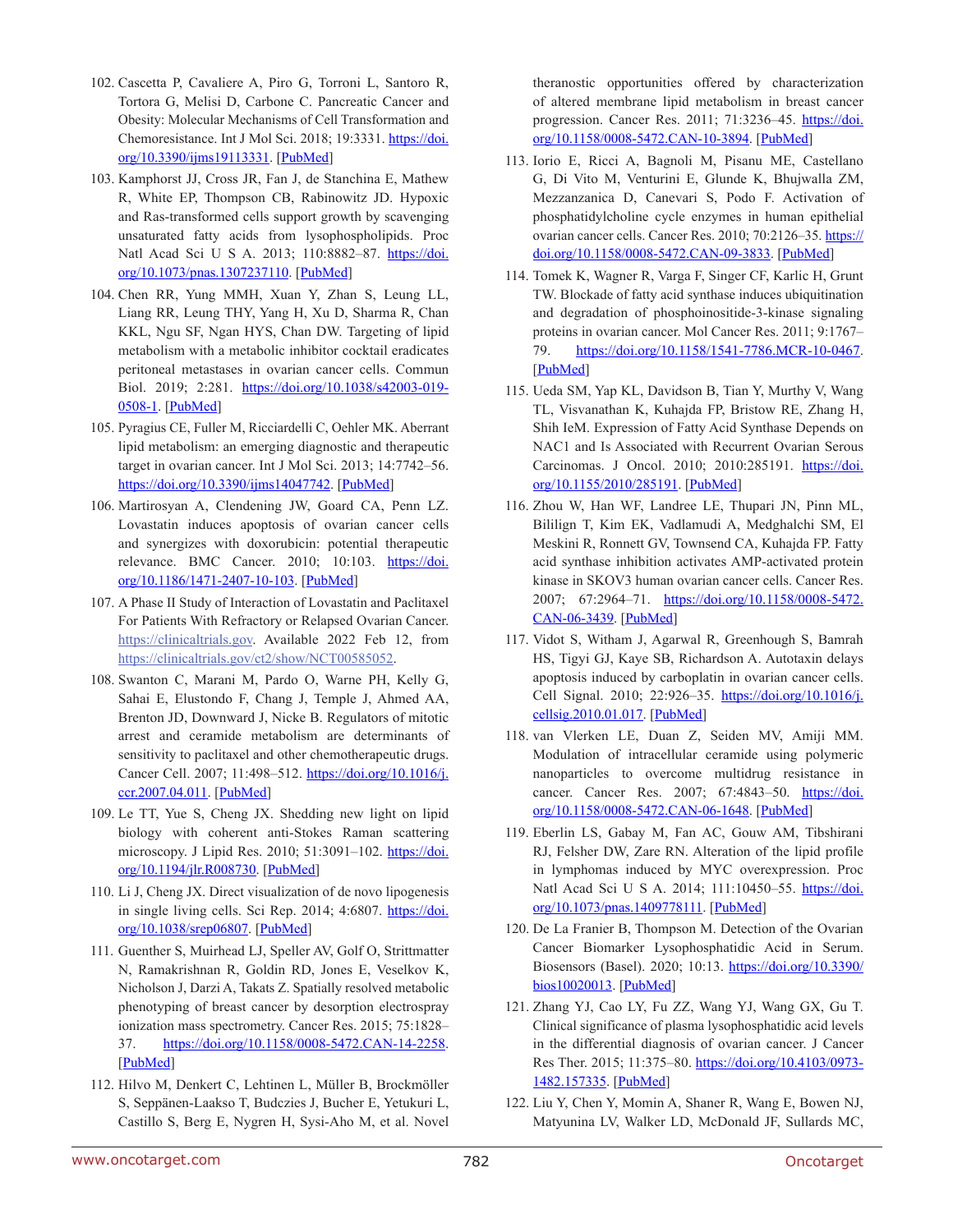102. Cascetta P, Cavaliere A, Piro G, Torroni L, Santoro R, Tortora G, Melisi D, Carbone C. Pancreatic Cancer and Obesity: Molecular Mechanisms of Cell Transformation and Chemoresistance. Int J Mol Sci. 2018; 19:3331. https://doi.org/10.3390/ijms19113331. [PubMed]

103. Kamphorst JJ, Cross JR, Fan J, de Stanchina E, Mathew R, White EP, Thompson CB, Rabinowitz JD. Hypoxic and Ras-transformed cells support growth by scavenging unsaturated fatty acids from lysophospholipids. Proc Natl Acad Sci U S A. 2013; 110:8882–87. https://doi.org/10.1073/pnas.1307237110. [PubMed]

104. Chen RR, Yung MMH, Xuan Y, Zhan S, Leung LL, Liang RR, Leung THY, Yang H, Xu D, Sharma R, Chan KKL, Ngu SF, Ngan HYS, Chan DW. Targeting of lipid metabolism with a metabolic inhibitor cocktail eradicates peritoneal metastases in ovarian cancer cells. Commun Biol. 2019; 2:281. https://doi.org/10.1038/s42003-019-0508-1. [PubMed]

105. Pyragius CE, Fuller M, Ricciardelli C, Oehler MK. Aberrant lipid metabolism: an emerging diagnostic and therapeutic target in ovarian cancer. Int J Mol Sci. 2013; 14:7742–56. https://doi.org/10.3390/ijms14047742. [PubMed]

106. Martirosyan A, Clendening JW, Goard CA, Penn LZ. Lovastatin induces apoptosis of ovarian cancer cells and synergizes with doxorubicin: potential therapeutic relevance. BMC Cancer. 2010; 10:103. https://doi.org/10.1186/1471-2407-10-103. [PubMed]

107. A Phase II Study of Interaction of Lovastatin and Paclitaxel For Patients With Refractory or Relapsed Ovarian Cancer. https://clinicaltrials.gov. Available 2022 Feb 12, from https://clinicaltrials.gov/ct2/show/NCT00585052.

108. Swanton C, Marani M, Pardo O, Warne PH, Kelly G, Sahai E, Elustondo F, Chang J, Temple J, Ahmed AA, Brenton JD, Downward J, Nicke B. Regulators of mitotic arrest and ceramide metabolism are determinants of sensitivity to paclitaxel and other chemotherapeutic drugs. Cancer Cell. 2007; 11:498–512. https://doi.org/10.1016/j.ccr.2007.04.011. [PubMed]

109. Le TT, Yue S, Cheng JX. Shedding new light on lipid biology with coherent anti-Stokes Raman scattering microscopy. J Lipid Res. 2010; 51:3091–102. https://doi.org/10.1194/jlr.R008730. [PubMed]

110. Li J, Cheng JX. Direct visualization of de novo lipogenesis in single living cells. Sci Rep. 2014; 4:6807. https://doi.org/10.1038/srep06807. [PubMed]

111. Guenther S, Muirhead LJ, Speller AV, Golf O, Strittmatter N, Ramakrishnan R, Goldin RD, Jones E, Veselkov K, Nicholson J, Darzi A, Takats Z. Spatially resolved metabolic phenotyping of breast cancer by desorption electrospray ionization mass spectrometry. Cancer Res. 2015; 75:1828–37. https://doi.org/10.1158/0008-5472.CAN-14-2258. [PubMed]

112. Hilvo M, Denkert C, Lehtinen L, Müller B, Brockmöller S, Seppänen-Laakso T, Budczies J, Bucher E, Yetukuri L, Castillo S, Berg E, Nygren H, Sysi-Aho M, et al. Novel theranostic opportunities offered by characterization of altered membrane lipid metabolism in breast cancer progression. Cancer Res. 2011; 71:3236–45. https://doi.org/10.1158/0008-5472.CAN-10-3894. [PubMed]

113. Iorio E, Ricci A, Bagnoli M, Pisanu ME, Castellano G, Di Vito M, Venturini E, Glunde K, Bhujwalla ZM, Mezzanzanica D, Canevari S, Podo F. Activation of phosphatidylcholine cycle enzymes in human epithelial ovarian cancer cells. Cancer Res. 2010; 70:2126–35. https://doi.org/10.1158/0008-5472.CAN-09-3833. [PubMed]

114. Tomek K, Wagner R, Varga F, Singer CF, Karlic H, Grunt TW. Blockade of fatty acid synthase induces ubiquitination and degradation of phosphoinositide-3-kinase signaling proteins in ovarian cancer. Mol Cancer Res. 2011; 9:1767–79. https://doi.org/10.1158/1541-7786.MCR-10-0467. [PubMed]

115. Ueda SM, Yap KL, Davidson B, Tian Y, Murthy V, Wang TL, Visvanathan K, Kuhajda FP, Bristow RE, Zhang H, Shih IeM. Expression of Fatty Acid Synthase Depends on NAC1 and Is Associated with Recurrent Ovarian Serous Carcinomas. J Oncol. 2010; 2010:285191. https://doi.org/10.1155/2010/285191. [PubMed]

116. Zhou W, Han WF, Landree LE, Thupari JN, Pinn ML, Bililign T, Kim EK, Vadlamudi A, Medghalchi SM, El Meskini R, Ronnett GV, Townsend CA, Kuhajda FP. Fatty acid synthase inhibition activates AMP-activated protein kinase in SKOV3 human ovarian cancer cells. Cancer Res. 2007; 67:2964–71. https://doi.org/10.1158/0008-5472.CAN-06-3439. [PubMed]

117. Vidot S, Witham J, Agarwal R, Greenhough S, Bamrah HS, Tigyi GJ, Kaye SB, Richardson A. Autotaxin delays apoptosis induced by carboplatin in ovarian cancer cells. Cell Signal. 2010; 22:926–35. https://doi.org/10.1016/j.cellsig.2010.01.017. [PubMed]

118. van Vlerken LE, Duan Z, Seiden MV, Amiji MM. Modulation of intracellular ceramide using polymeric nanoparticles to overcome multidrug resistance in cancer. Cancer Res. 2007; 67:4843–50. https://doi.org/10.1158/0008-5472.CAN-06-1648. [PubMed]

119. Eberlin LS, Gabay M, Fan AC, Gouw AM, Tibshirani RJ, Felsher DW, Zare RN. Alteration of the lipid profile in lymphomas induced by MYC overexpression. Proc Natl Acad Sci U S A. 2014; 111:10450–55. https://doi.org/10.1073/pnas.1409778111. [PubMed]

120. De La Franier B, Thompson M. Detection of the Ovarian Cancer Biomarker Lysophosphatidic Acid in Serum. Biosensors (Basel). 2020; 10:13. https://doi.org/10.3390/bios10020013. [PubMed]

121. Zhang YJ, Cao LY, Fu ZZ, Wang YJ, Wang GX, Gu T. Clinical significance of plasma lysophosphatidic acid levels in the differential diagnosis of ovarian cancer. J Cancer Res Ther. 2015; 11:375–80. https://doi.org/10.4103/0973-1482.157335. [PubMed]

122. Liu Y, Chen Y, Momin A, Shaner R, Wang E, Bowen NJ, Matyunina LV, Walker LD, McDonald JF, Sullards MC,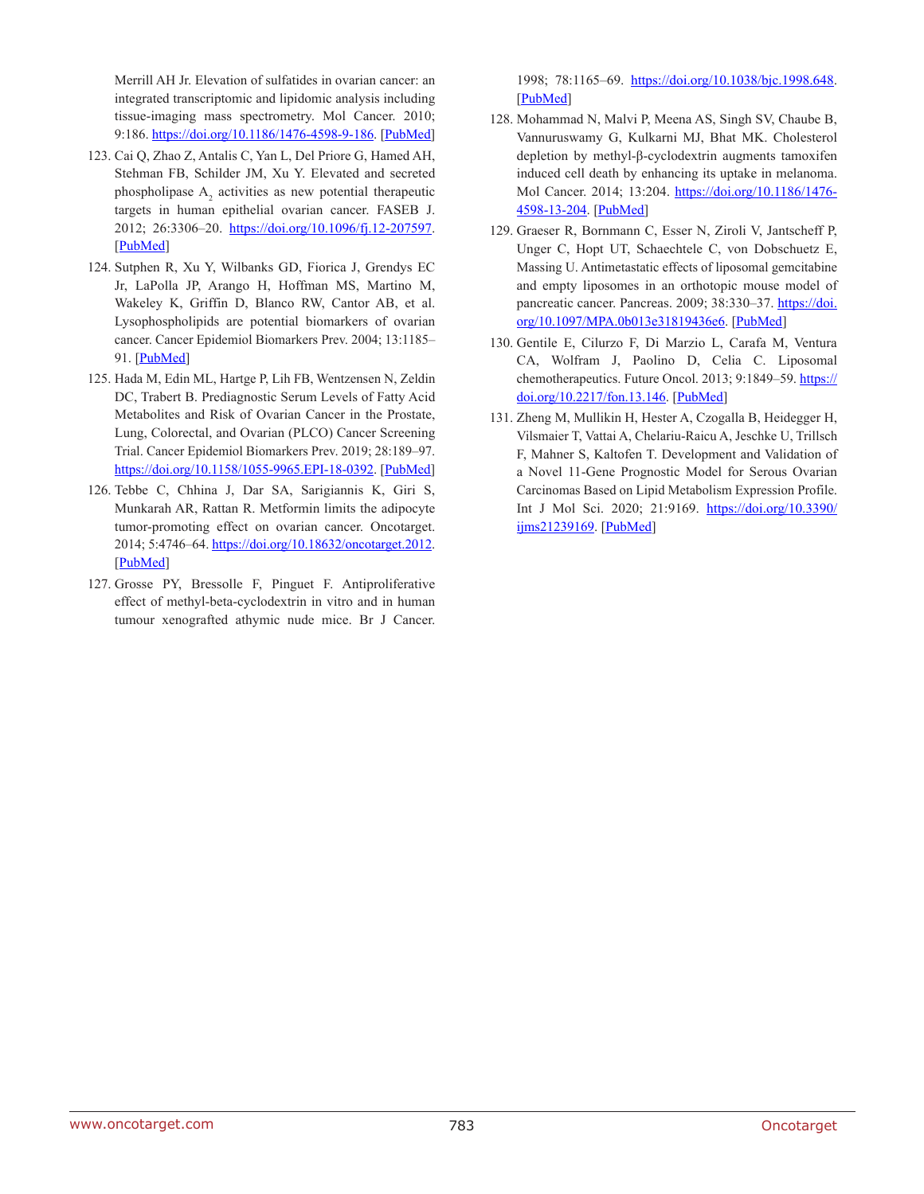Merrill AH Jr. Elevation of sulfatides in ovarian cancer: an integrated transcriptomic and lipidomic analysis including tissue-imaging mass spectrometry. Mol Cancer. 2010; 9:186. https://doi.org/10.1186/1476-4598-9-186. [PubMed]

123. Cai Q, Zhao Z, Antalis C, Yan L, Del Priore G, Hamed AH, Stehman FB, Schilder JM, Xu Y. Elevated and secreted phospholipase $A_2$ activities as new potential therapeutic targets in human epithelial ovarian cancer. FASEB J. 2012; 26:3306–20. https://doi.org/10.1096/fj.12-207597. [PubMed]

124. Sutphen R, Xu Y, Wilbanks GD, Fiorica J, Grendys EC Jr, LaPolla JP, Arango H, Hoffman MS, Martino M, Wakeley K, Griffin D, Blanco RW, Cantor AB, et al. Lysophospholipids are potential biomarkers of ovarian cancer. Cancer Epidemiol Biomarkers Prev. 2004; 13:1185–91. [PubMed]

125. Hada M, Edin ML, Hartge P, Lih FB, Wentzensen N, Zeldin DC, Trabert B. Prediagnostic Serum Levels of Fatty Acid Metabolites and Risk of Ovarian Cancer in the Prostate, Lung, Colorectal, and Ovarian (PLCO) Cancer Screening Trial. Cancer Epidemiol Biomarkers Prev. 2019; 28:189–97. https://doi.org/10.1158/1055-9965.EPI-18-0392. [PubMed]

126. Tebbe C, Chhina J, Dar SA, Sarigiannis K, Giri S, Munkarah AR, Rattan R. Metformin limits the adipocyte tumor-promoting effect on ovarian cancer. Oncotarget. 2014; 5:4746–64. https://doi.org/10.18632/oncotarget.2012. [PubMed]

127. Grosse PY, Bressolle F, Pinguet F. Antiproliferative effect of methyl-beta-cyclodextrin in vitro and in human tumour xenografted athymic nude mice. Br J Cancer. 1998; 78:1165–69. https://doi.org/10.1038/bjc.1998.648. [PubMed]

128. Mohammad N, Malvi P, Meena AS, Singh SV, Chaube B, Vannuruswamy G, Kulkarni MJ, Bhat MK. Cholesterol depletion by methyl-β-cyclodextrin augments tamoxifen induced cell death by enhancing its uptake in melanoma. Mol Cancer. 2014; 13:204. https://doi.org/10.1186/1476-4598-13-204. [PubMed]

129. Graeser R, Bornmann C, Esser N, Ziroli V, Jantscheff P, Unger C, Hopt UT, Schaechtele C, von Dobschuetz E, Massing U. Antimetastatic effects of liposomal gemcitabine and empty liposomes in an orthotopic mouse model of pancreatic cancer. Pancreas. 2009; 38:330–37. https://doi.org/10.1097/MPA.0b013e31819436e6. [PubMed]

130. Gentile E, Cilurzo F, Di Marzio L, Carafa M, Ventura CA, Wolfram J, Paolino D, Celia C. Liposomal chemotherapeutics. Future Oncol. 2013; 9:1849–59. https://doi.org/10.2217/fon.13.146. [PubMed]

131. Zheng M, Mullikin H, Hester A, Czogalla B, Heidegger H, Vilsmaier T, Vattai A, Chelariu-Raicu A, Jeschke U, Trillsch F, Mahner S, Kaltofen T. Development and Validation of a Novel 11-Gene Prognostic Model for Serous Ovarian Carcinomas Based on Lipid Metabolism Expression Profile. Int J Mol Sci. 2020; 21:9169. https://doi.org/10.3390/ijms21239169. [PubMed]